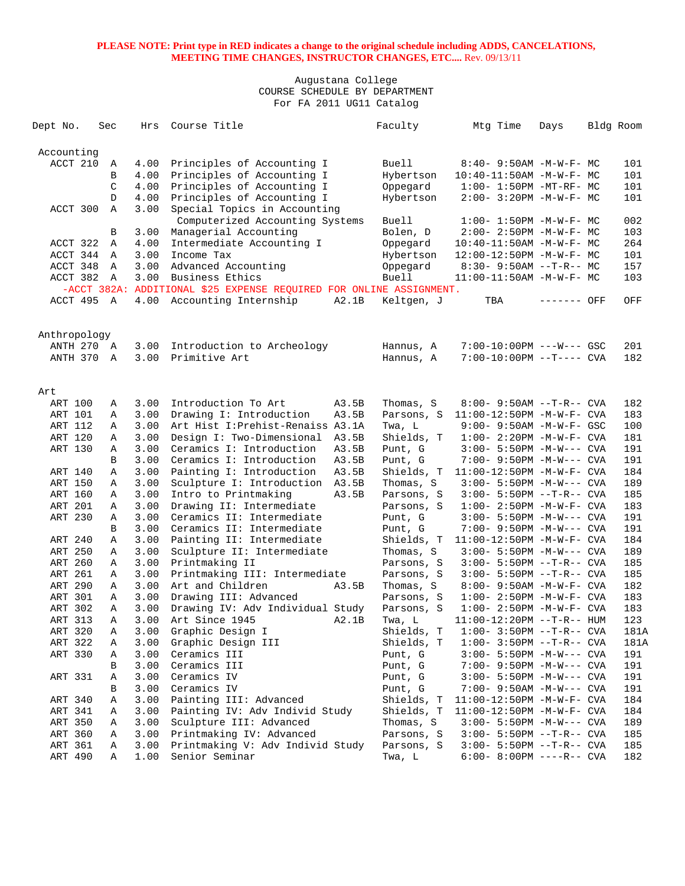**PLEASE NOTE: Print type in RED indicates a change to the original schedule including ADDS, CANCELATIONS, MEETING TIME CHANGES, INSTRUCTOR CHANGES, ETC....** Rev. 09/13/11

Augustana College
COURSE SCHEDULE BY DEPARTMENT
For FA 2011 UG11 Catalog

| Dept No. | Sec | Hrs | Course Title | | Faculty | Mtg Time | Days | Bldg | Room |
|---|---|---|---|---|---|---|---|---|---|
| **Accounting** | | | | | | | | | |
| ACCT 210 | A | 4.00 | Principles of Accounting I | | Buell | 8:40- 9:50AM | -M-W-F- | MC | 101 |
| | B | 4.00 | Principles of Accounting I | | Hybertson | 10:40-11:50AM | -M-W-F- | MC | 101 |
| | C | 4.00 | Principles of Accounting I | | Oppegard | 1:00- 1:50PM | -MT-RF- | MC | 101 |
| | D | 4.00 | Principles of Accounting I | | Hybertson | 2:00- 3:20PM | -M-W-F- | MC | 101 |
| ACCT 300 | A | 3.00 | Special Topics in Accounting | | | | | | |
| | | | Computerized Accounting Systems | | Buell | 1:00- 1:50PM | -M-W-F- | MC | 002 |
| | B | 3.00 | Managerial Accounting | | Bolen, D | 2:00- 2:50PM | -M-W-F- | MC | 103 |
| ACCT 322 | A | 4.00 | Intermediate Accounting I | | Oppegard | 10:40-11:50AM | -M-W-F- | MC | 264 |
| ACCT 344 | A | 3.00 | Income Tax | | Hybertson | 12:00-12:50PM | -M-W-F- | MC | 101 |
| ACCT 348 | A | 3.00 | Advanced Accounting | | Oppegard | 8:30- 9:50AM | --T-R-- | MC | 157 |
| ACCT 382 | A | 3.00 | Business Ethics | | Buell | 11:00-11:50AM | -M-W-F- | MC | 103 |
| -ACCT 382A: ADDITIONAL $25 EXPENSE REQUIRED FOR ONLINE ASSIGNMENT. | | | | | | | | | |
| ACCT 495 | A | 4.00 | Accounting Internship | A2.1B | Keltgen, J | TBA | ------- | OFF | OFF |
| **Anthropology** | | | | | | | | | |
| ANTH 270 | A | 3.00 | Introduction to Archeology | | Hannus, A | 7:00-10:00PM | ---W--- | GSC | 201 |
| ANTH 370 | A | 3.00 | Primitive Art | | Hannus, A | 7:00-10:00PM | --T---- | CVA | 182 |
| **Art** | | | | | | | | | |
| ART 100 | A | 3.00 | Introduction To Art | A3.5B | Thomas, S | 8:00- 9:50AM | --T-R-- | CVA | 182 |
| ART 101 | A | 3.00 | Drawing I: Introduction | A3.5B | Parsons, S | 11:00-12:50PM | -M-W-F- | CVA | 183 |
| ART 112 | A | 3.00 | Art Hist I:Prehist-Renaiss | A3.1A | Twa, L | 9:00- 9:50AM | -M-W-F- | GSC | 100 |
| ART 120 | A | 3.00 | Design I: Two-Dimensional | A3.5B | Shields, T | 1:00- 2:20PM | -M-W-F- | CVA | 181 |
| ART 130 | A | 3.00 | Ceramics I: Introduction | A3.5B | Punt, G | 3:00- 5:50PM | -M-W--- | CVA | 191 |
| | B | 3.00 | Ceramics I: Introduction | A3.5B | Punt, G | 7:00- 9:50PM | -M-W--- | CVA | 191 |
| ART 140 | A | 3.00 | Painting I: Introduction | A3.5B | Shields, T | 11:00-12:50PM | -M-W-F- | CVA | 184 |
| ART 150 | A | 3.00 | Sculpture I: Introduction | A3.5B | Thomas, S | 3:00- 5:50PM | -M-W--- | CVA | 189 |
| ART 160 | A | 3.00 | Intro to Printmaking | A3.5B | Parsons, S | 3:00- 5:50PM | --T-R-- | CVA | 185 |
| ART 201 | A | 3.00 | Drawing II: Intermediate | | Parsons, S | 1:00- 2:50PM | -M-W-F- | CVA | 183 |
| ART 230 | A | 3.00 | Ceramics II: Intermediate | | Punt, G | 3:00- 5:50PM | -M-W--- | CVA | 191 |
| | B | 3.00 | Ceramics II: Intermediate | | Punt, G | 7:00- 9:50PM | -M-W--- | CVA | 191 |
| ART 240 | A | 3.00 | Painting II: Intermediate | | Shields, T | 11:00-12:50PM | -M-W-F- | CVA | 184 |
| ART 250 | A | 3.00 | Sculpture II: Intermediate | | Thomas, S | 3:00- 5:50PM | -M-W--- | CVA | 189 |
| ART 260 | A | 3.00 | Printmaking II | | Parsons, S | 3:00- 5:50PM | --T-R-- | CVA | 185 |
| ART 261 | A | 3.00 | Printmaking III: Intermediate | | Parsons, S | 3:00- 5:50PM | --T-R-- | CVA | 185 |
| ART 290 | A | 3.00 | Art and Children | A3.5B | Thomas, S | 8:00- 9:50AM | -M-W-F- | CVA | 182 |
| ART 301 | A | 3.00 | Drawing III: Advanced | | Parsons, S | 1:00- 2:50PM | -M-W-F- | CVA | 183 |
| ART 302 | A | 3.00 | Drawing IV: Adv Individual Study | | Parsons, S | 1:00- 2:50PM | -M-W-F- | CVA | 183 |
| ART 313 | A | 3.00 | Art Since 1945 | A2.1B | Twa, L | 11:00-12:20PM | --T-R-- | HUM | 123 |
| ART 320 | A | 3.00 | Graphic Design I | | Shields, T | 1:00- 3:50PM | --T-R-- | CVA | 181A |
| ART 322 | A | 3.00 | Graphic Design III | | Shields, T | 1:00- 3:50PM | --T-R-- | CVA | 181A |
| ART 330 | A | 3.00 | Ceramics III | | Punt, G | 3:00- 5:50PM | -M-W--- | CVA | 191 |
| | B | 3.00 | Ceramics III | | Punt, G | 7:00- 9:50PM | -M-W--- | CVA | 191 |
| ART 331 | A | 3.00 | Ceramics IV | | Punt, G | 3:00- 5:50PM | -M-W--- | CVA | 191 |
| | B | 3.00 | Ceramics IV | | Punt, G | 7:00- 9:50AM | -M-W--- | CVA | 191 |
| ART 340 | A | 3.00 | Painting III: Advanced | | Shields, T | 11:00-12:50PM | -M-W-F- | CVA | 184 |
| ART 341 | A | 3.00 | Painting IV: Adv Individ Study | | Shields, T | 11:00-12:50PM | -M-W-F- | CVA | 184 |
| ART 350 | A | 3.00 | Sculpture III: Advanced | | Thomas, S | 3:00- 5:50PM | -M-W--- | CVA | 189 |
| ART 360 | A | 3.00 | Printmaking IV: Advanced | | Parsons, S | 3:00- 5:50PM | --T-R-- | CVA | 185 |
| ART 361 | A | 3.00 | Printmaking V: Adv Individ Study | | Parsons, S | 3:00- 5:50PM | --T-R-- | CVA | 185 |
| ART 490 | A | 1.00 | Senior Seminar | | Twa, L | 6:00- 8:00PM | ----R-- | CVA | 182 |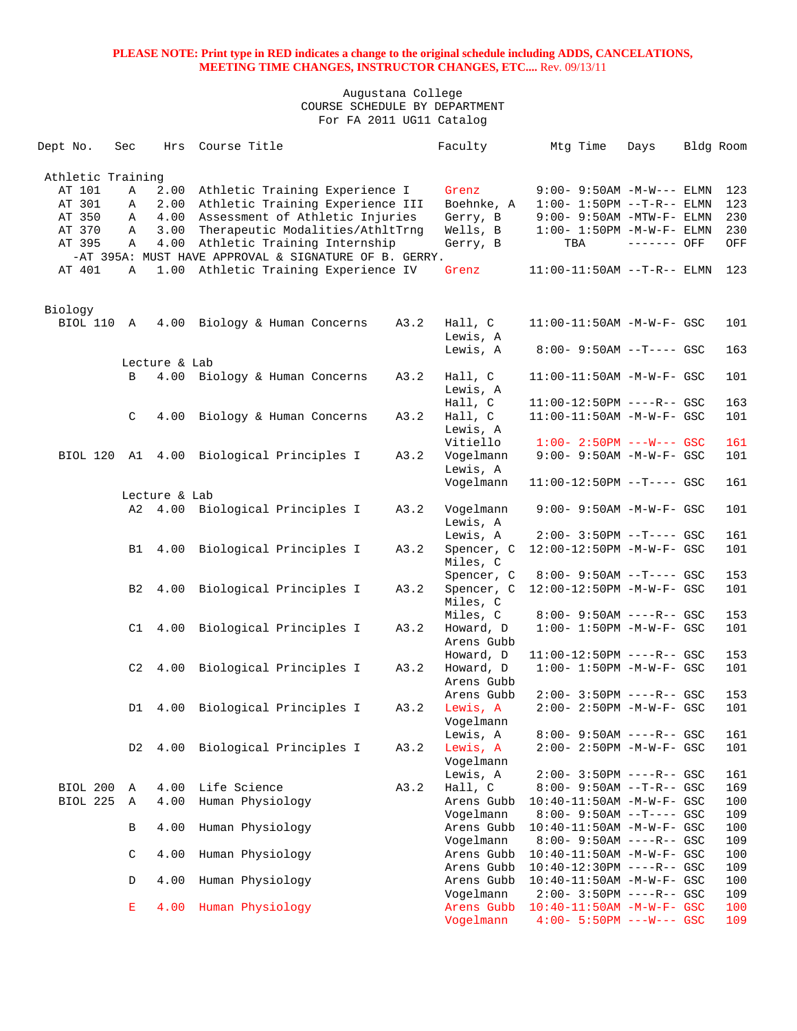**PLEASE NOTE: Print type in RED indicates a change to the original schedule including ADDS, CANCELATIONS, MEETING TIME CHANGES, INSTRUCTOR CHANGES, ETC....** Rev. 09/13/11

Augustana College
COURSE SCHEDULE BY DEPARTMENT
For FA 2011 UG11 Catalog

| Dept No. | Sec | Hrs | Course Title | | Faculty | Mtg Time | Days | Bldg | Room |
|---|---|---|---|---|---|---|---|---|---|
| **Athletic Training** | | | | | | | | | |
| AT 101 | A | 2.00 | Athletic Training Experience I | | Grenz | 9:00- 9:50AM | -M-W--- | ELMN | 123 |
| AT 301 | A | 2.00 | Athletic Training Experience III | | Boehnke, A | 1:00- 1:50PM | --T-R-- | ELMN | 123 |
| AT 350 | A | 4.00 | Assessment of Athletic Injuries | | Gerry, B | 9:00- 9:50AM | -MTW-F- | ELMN | 230 |
| AT 370 | A | 3.00 | Therapeutic Modalities/AthltTrng | | Wells, B | 1:00- 1:50PM | -M-W-F- | ELMN | 230 |
| AT 395 | A | 4.00 | Athletic Training Internship | | Gerry, B | TBA | ------- | OFF | OFF |
| -AT 395A: MUST HAVE APPROVAL & SIGNATURE OF B. GERRY. | | | | | | | | | |
| AT 401 | A | 1.00 | Athletic Training Experience IV | | Grenz | 11:00-11:50AM | --T-R-- | ELMN | 123 |
| **Biology** | | | | | | | | | |
| BIOL 110 | A | 4.00 | Biology & Human Concerns | A3.2 | Hall, C | 11:00-11:50AM | -M-W-F- | GSC | 101 |
| | | | | | Lewis, A | | | | |
| | | | | | Lewis, A | 8:00- 9:50AM | --T---- | GSC | 163 |
| | Lecture & Lab | | | | | | | | |
| | B | 4.00 | Biology & Human Concerns | A3.2 | Hall, C | 11:00-11:50AM | -M-W-F- | GSC | 101 |
| | | | | | Lewis, A | | | | |
| | | | | | Hall, C | 11:00-12:50PM | ----R-- | GSC | 163 |
| | C | 4.00 | Biology & Human Concerns | A3.2 | Hall, C | 11:00-11:50AM | -M-W-F- | GSC | 101 |
| | | | | | Lewis, A | | | | |
| | | | | | Vitiello | 1:00- 2:50PM | ---W--- | GSC | 161 |
| BIOL 120 | A1 | 4.00 | Biological Principles I | A3.2 | Vogelmann | 9:00- 9:50AM | -M-W-F- | GSC | 101 |
| | | | | | Lewis, A | | | | |
| | | | | | Vogelmann | 11:00-12:50PM | --T---- | GSC | 161 |
| | Lecture & Lab | | | | | | | | |
| | A2 | 4.00 | Biological Principles I | A3.2 | Vogelmann | 9:00- 9:50AM | -M-W-F- | GSC | 101 |
| | | | | | Lewis, A | | | | |
| | | | | | Lewis, A | 2:00- 3:50PM | --T---- | GSC | 161 |
| | B1 | 4.00 | Biological Principles I | A3.2 | Spencer, C | 12:00-12:50PM | -M-W-F- | GSC | 101 |
| | | | | | Miles, C | | | | |
| | | | | | Spencer, C | 8:00- 9:50AM | --T---- | GSC | 153 |
| | B2 | 4.00 | Biological Principles I | A3.2 | Spencer, C | 12:00-12:50PM | -M-W-F- | GSC | 101 |
| | | | | | Miles, C | | | | |
| | | | | | Miles, C | 8:00- 9:50AM | ----R-- | GSC | 153 |
| | C1 | 4.00 | Biological Principles I | A3.2 | Howard, D | 1:00- 1:50PM | -M-W-F- | GSC | 101 |
| | | | | | Arens Gubb | | | | |
| | | | | | Howard, D | 11:00-12:50PM | ----R-- | GSC | 153 |
| | C2 | 4.00 | Biological Principles I | A3.2 | Howard, D | 1:00- 1:50PM | -M-W-F- | GSC | 101 |
| | | | | | Arens Gubb | | | | |
| | | | | | Arens Gubb | 2:00- 3:50PM | ----R-- | GSC | 153 |
| | D1 | 4.00 | Biological Principles I | A3.2 | Lewis, A | 2:00- 2:50PM | -M-W-F- | GSC | 101 |
| | | | | | Vogelmann | | | | |
| | | | | | Lewis, A | 8:00- 9:50AM | ----R-- | GSC | 161 |
| | D2 | 4.00 | Biological Principles I | A3.2 | Lewis, A | 2:00- 2:50PM | -M-W-F- | GSC | 101 |
| | | | | | Vogelmann | | | | |
| | | | | | Lewis, A | 2:00- 3:50PM | ----R-- | GSC | 161 |
| BIOL 200 | A | 4.00 | Life Science | A3.2 | Hall, C | 8:00- 9:50AM | --T-R-- | GSC | 169 |
| BIOL 225 | A | 4.00 | Human Physiology | | Arens Gubb | 10:40-11:50AM | -M-W-F- | GSC | 100 |
| | | | | | Vogelmann | 8:00- 9:50AM | --T---- | GSC | 109 |
| | B | 4.00 | Human Physiology | | Arens Gubb | 10:40-11:50AM | -M-W-F- | GSC | 100 |
| | | | | | Vogelmann | 8:00- 9:50AM | ----R-- | GSC | 109 |
| | C | 4.00 | Human Physiology | | Arens Gubb | 10:40-11:50AM | -M-W-F- | GSC | 100 |
| | | | | | Arens Gubb | 10:40-12:30PM | ----R-- | GSC | 109 |
| | D | 4.00 | Human Physiology | | Arens Gubb | 10:40-11:50AM | -M-W-F- | GSC | 100 |
| | | | | | Vogelmann | 2:00- 3:50PM | ----R-- | GSC | 109 |
| | E | 4.00 | Human Physiology | | Arens Gubb | 10:40-11:50AM | -M-W-F- | GSC | 100 |
| | | | | | Vogelmann | 4:00- 5:50PM | ---W--- | GSC | 109 |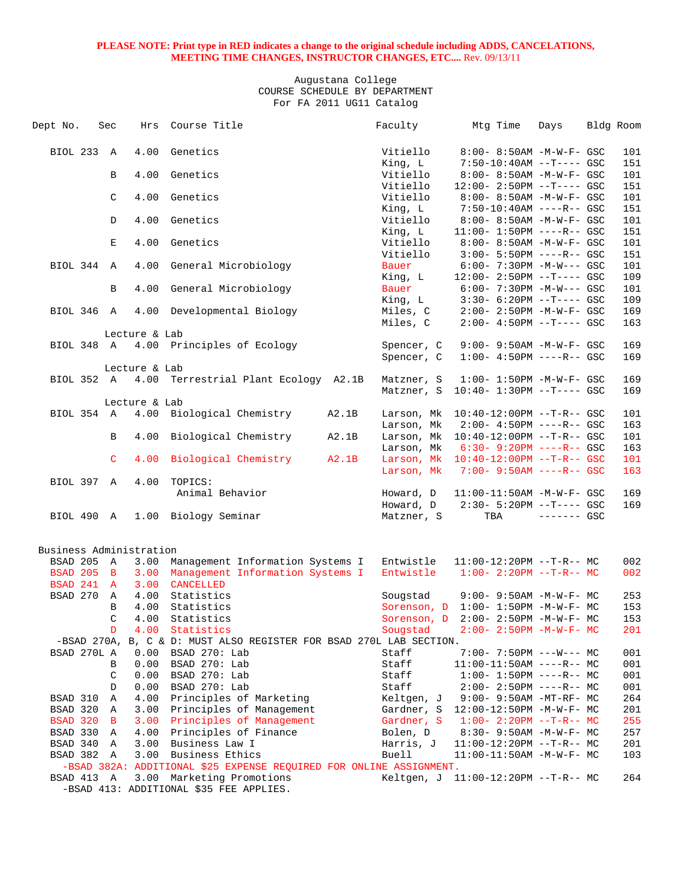**PLEASE NOTE: Print type in RED indicates a change to the original schedule including ADDS, CANCELATIONS, MEETING TIME CHANGES, INSTRUCTOR CHANGES, ETC....** Rev. 09/13/11

Augustana College
COURSE SCHEDULE BY DEPARTMENT
For FA 2011 UG11 Catalog

| Dept No. | Sec | Hrs | Course Title | | Faculty | Mtg Time | Days | Bldg | Room |
|---|---|---|---|---|---|---|---|---|---|
| BIOL 233 | A | 4.00 | Genetics | | Vitiello | 8:00- 8:50AM | -M-W-F- | GSC | 101 |
| | | | | | King, L | 7:50-10:40AM | --T---- | GSC | 151 |
| | B | 4.00 | Genetics | | Vitiello | 8:00- 8:50AM | -M-W-F- | GSC | 101 |
| | | | | | Vitiello | 12:00- 2:50PM | --T---- | GSC | 151 |
| | C | 4.00 | Genetics | | Vitiello | 8:00- 8:50AM | -M-W-F- | GSC | 101 |
| | | | | | King, L | 7:50-10:40AM | ----R-- | GSC | 151 |
| | D | 4.00 | Genetics | | Vitiello | 8:00- 8:50AM | -M-W-F- | GSC | 101 |
| | | | | | King, L | 11:00- 1:50PM | ----R-- | GSC | 151 |
| | E | 4.00 | Genetics | | Vitiello | 8:00- 8:50AM | -M-W-F- | GSC | 101 |
| | | | | | Vitiello | 3:00- 5:50PM | ----R-- | GSC | 151 |
| BIOL 344 | A | 4.00 | General Microbiology | | Bauer | 6:00- 7:30PM | -M-W--- | GSC | 101 |
| | | | | | King, L | 12:00- 2:50PM | --T---- | GSC | 109 |
| | B | 4.00 | General Microbiology | | Bauer | 6:00- 7:30PM | -M-W--- | GSC | 101 |
| | | | | | King, L | 3:30- 6:20PM | --T---- | GSC | 109 |
| BIOL 346 | A | 4.00 | Developmental Biology | | Miles, C | 2:00- 2:50PM | -M-W-F- | GSC | 169 |
| | | | | | Miles, C | 2:00- 4:50PM | --T---- | GSC | 163 |
| | Lecture & Lab | | | | | | | | |
| BIOL 348 | A | 4.00 | Principles of Ecology | | Spencer, C | 9:00- 9:50AM | -M-W-F- | GSC | 169 |
| | | | | | Spencer, C | 1:00- 4:50PM | ----R-- | GSC | 169 |
| | Lecture & Lab | | | | | | | | |
| BIOL 352 | A | 4.00 | Terrestrial Plant Ecology | A2.1B | Matzner, S | 1:00- 1:50PM | -M-W-F- | GSC | 169 |
| | | | | | Matzner, S | 10:40- 1:30PM | --T---- | GSC | 169 |
| | Lecture & Lab | | | | | | | | |
| BIOL 354 | A | 4.00 | Biological Chemistry | A2.1B | Larson, Mk | 10:40-12:00PM | --T-R-- | GSC | 101 |
| | | | | | Larson, Mk | 2:00- 4:50PM | ----R-- | GSC | 163 |
| | B | 4.00 | Biological Chemistry | A2.1B | Larson, Mk | 10:40-12:00PM | --T-R-- | GSC | 101 |
| | | | | | Larson, Mk | 6:30- 9:20PM | ----R-- | GSC | 163 |
| | C | 4.00 | Biological Chemistry | A2.1B | Larson, Mk | 10:40-12:00PM | --T-R-- | GSC | 101 |
| | | | | | Larson, Mk | 7:00- 9:50AM | ----R-- | GSC | 163 |
| BIOL 397 | A | 4.00 | TOPICS: Animal Behavior | | Howard, D | 11:00-11:50AM | -M-W-F- | GSC | 169 |
| | | | | | Howard, D | 2:30- 5:20PM | --T---- | GSC | 169 |
| BIOL 490 | A | 1.00 | Biology Seminar | | Matzner, S | TBA | ------- | GSC | |

## Business Administration

| Dept No. | Sec | Hrs | Course Title | Faculty | Mtg Time | Days | Bldg | Room |
|---|---|---|---|---|---|---|---|---|
| BSAD 205 | A | 3.00 | Management Information Systems I | Entwistle | 11:00-12:20PM | --T-R-- | MC | 002 |
| BSAD 205 | B | 3.00 | Management Information Systems I | Entwistle | 1:00- 2:20PM | --T-R-- | MC | 002 |
| BSAD 241 | A | 3.00 | CANCELLED | | | | | |
| BSAD 270 | A | 4.00 | Statistics | Sougstad | 9:00- 9:50AM | -M-W-F- | MC | 253 |
| | B | 4.00 | Statistics | Sorenson, D | 1:00- 1:50PM | -M-W-F- | MC | 153 |
| | C | 4.00 | Statistics | Sorenson, D | 2:00- 2:50PM | -M-W-F- | MC | 153 |
| | D | 4.00 | Statistics | Sougstad | 2:00- 2:50PM | -M-W-F- | MC | 201 |
| -BSAD 270A, B, C & D: MUST ALSO REGISTER FOR BSAD 270L LAB SECTION. | | | | | | | | |
| BSAD 270L | A | 0.00 | BSAD 270: Lab | Staff | 7:00- 7:50PM | ---W--- | MC | 001 |
| | B | 0.00 | BSAD 270: Lab | Staff | 11:00-11:50AM | ----R-- | MC | 001 |
| | C | 0.00 | BSAD 270: Lab | Staff | 1:00- 1:50PM | ----R-- | MC | 001 |
| | D | 0.00 | BSAD 270: Lab | Staff | 2:00- 2:50PM | ----R-- | MC | 001 |
| BSAD 310 | A | 4.00 | Principles of Marketing | Keltgen, J | 9:00- 9:50AM | -MT-RF- | MC | 264 |
| BSAD 320 | A | 3.00 | Principles of Management | Gardner, S | 12:00-12:50PM | -M-W-F- | MC | 201 |
| BSAD 320 | B | 3.00 | Principles of Management | Gardner, S | 1:00- 2:20PM | --T-R-- | MC | 255 |
| BSAD 330 | A | 4.00 | Principles of Finance | Bolen, D | 8:30- 9:50AM | -M-W-F- | MC | 257 |
| BSAD 340 | A | 3.00 | Business Law I | Harris, J | 11:00-12:20PM | --T-R-- | MC | 201 |
| BSAD 382 | A | 3.00 | Business Ethics | Buell | 11:00-11:50AM | -M-W-F- | MC | 103 |
| -BSAD 382A: ADDITIONAL $25 EXPENSE REQUIRED FOR ONLINE ASSIGNMENT. | | | | | | | | |
| BSAD 413 | A | 3.00 | Marketing Promotions | Keltgen, J | 11:00-12:20PM | --T-R-- | MC | 264 |
| -BSAD 413: ADDITIONAL $35 FEE APPLIES. | | | | | | | | |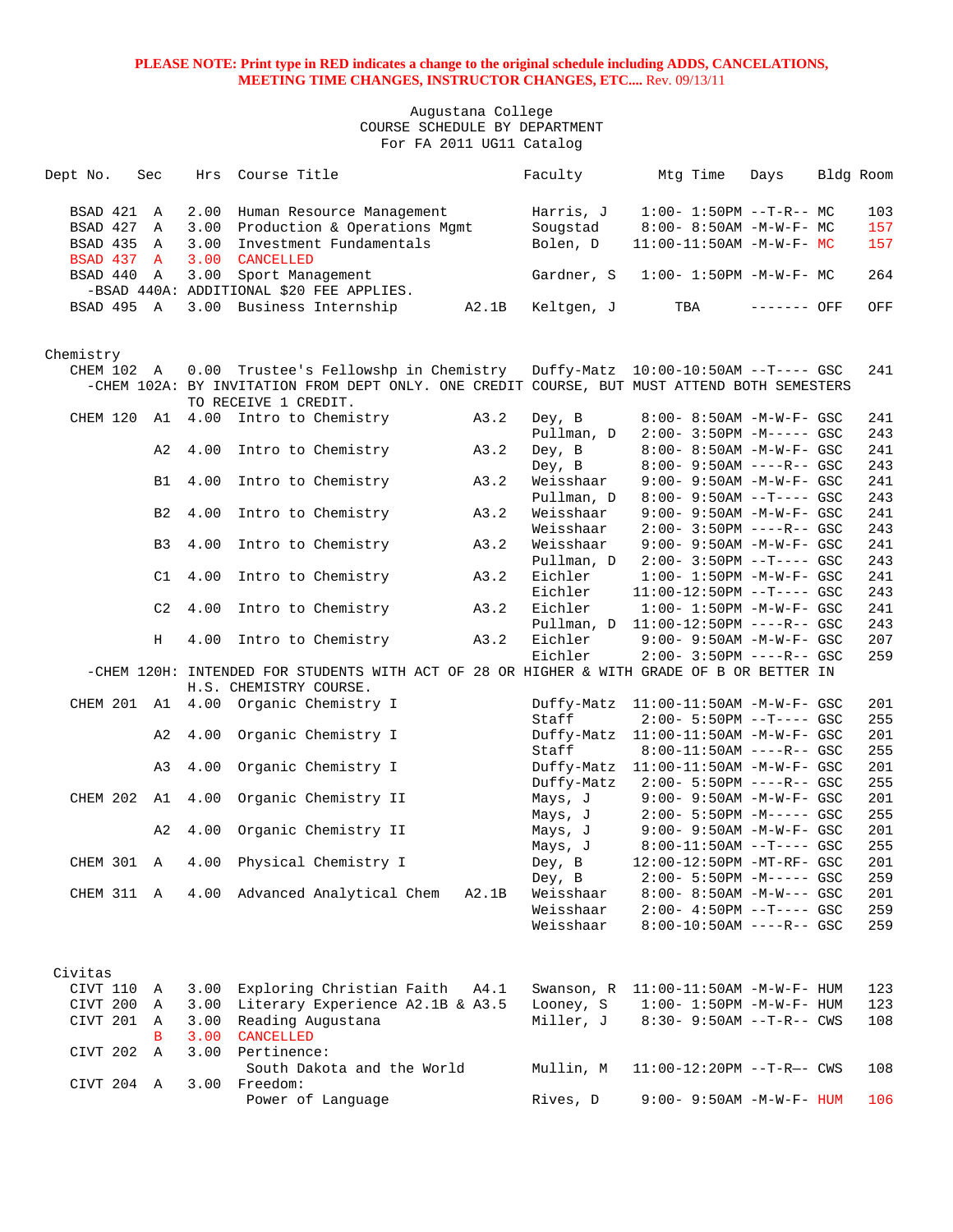**PLEASE NOTE: Print type in RED indicates a change to the original schedule including ADDS, CANCELATIONS, MEETING TIME CHANGES, INSTRUCTOR CHANGES, ETC....** Rev. 09/13/11

Augustana College
COURSE SCHEDULE BY DEPARTMENT
For FA 2011 UG11 Catalog

| Dept No. | Sec | Hrs | Course Title | | Faculty | Mtg Time | Days | Bldg | Room |
|---|---|---|---|---|---|---|---|---|---|
| BSAD 421 | A | 2.00 | Human Resource Management | | Harris, J | 1:00- 1:50PM | --T-R-- | MC | 103 |
| BSAD 427 | A | 3.00 | Production & Operations Mgmt | | Sougstad | 8:00- 8:50AM | -M-W-F- | MC | 157 |
| BSAD 435 | A | 3.00 | Investment Fundamentals | | Bolen, D | 11:00-11:50AM | -M-W-F- | MC | 157 |
| BSAD 437 | A | 3.00 | CANCELLED | | | | | | |
| BSAD 440 | A | 3.00 | Sport Management | | Gardner, S | 1:00- 1:50PM | -M-W-F- | MC | 264 |
| -BSAD 440A: ADDITIONAL $20 FEE APPLIES. | | | | | | | | | |
| BSAD 495 | A | 3.00 | Business Internship | A2.1B | Keltgen, J | TBA | ------- | OFF | OFF |

Chemistry

| Dept No. | Sec | Hrs | Course Title | | Faculty | Mtg Time | Days | Bldg | Room |
|---|---|---|---|---|---|---|---|---|---|
| CHEM 102 | A | 0.00 | Trustee's Fellowshp in Chemistry | | Duffy-Matz | 10:00-10:50AM | --T---- | GSC | 241 |
| -CHEM 102A: BY INVITATION FROM DEPT ONLY. ONE CREDIT COURSE, BUT MUST ATTEND BOTH SEMESTERS TO RECEIVE 1 CREDIT. | | | | | | | | | |
| CHEM 120 | A1 | 4.00 | Intro to Chemistry | A3.2 | Dey, B | 8:00- 8:50AM | -M-W-F- | GSC | 241 |
| | | | | | Pullman, D | 2:00- 3:50PM | -M----- | GSC | 243 |
| | A2 | 4.00 | Intro to Chemistry | A3.2 | Dey, B | 8:00- 8:50AM | -M-W-F- | GSC | 241 |
| | | | | | Dey, B | 8:00- 9:50AM | ----R-- | GSC | 243 |
| | B1 | 4.00 | Intro to Chemistry | A3.2 | Weisshaar | 9:00- 9:50AM | -M-W-F- | GSC | 241 |
| | | | | | Pullman, D | 8:00- 9:50AM | --T---- | GSC | 243 |
| | B2 | 4.00 | Intro to Chemistry | A3.2 | Weisshaar | 9:00- 9:50AM | -M-W-F- | GSC | 241 |
| | | | | | Weisshaar | 2:00- 3:50PM | ----R-- | GSC | 243 |
| | B3 | 4.00 | Intro to Chemistry | A3.2 | Weisshaar | 9:00- 9:50AM | -M-W-F- | GSC | 241 |
| | | | | | Pullman, D | 2:00- 3:50PM | --T---- | GSC | 243 |
| | C1 | 4.00 | Intro to Chemistry | A3.2 | Eichler | 1:00- 1:50PM | -M-W-F- | GSC | 241 |
| | | | | | Eichler | 11:00-12:50PM | --T---- | GSC | 243 |
| | C2 | 4.00 | Intro to Chemistry | A3.2 | Eichler | 1:00- 1:50PM | -M-W-F- | GSC | 241 |
| | | | | | Pullman, D | 11:00-12:50PM | ----R-- | GSC | 243 |
| | H | 4.00 | Intro to Chemistry | A3.2 | Eichler | 9:00- 9:50AM | -M-W-F- | GSC | 207 |
| | | | | | Eichler | 2:00- 3:50PM | ----R-- | GSC | 259 |
| -CHEM 120H: INTENDED FOR STUDENTS WITH ACT OF 28 OR HIGHER & WITH GRADE OF B OR BETTER IN H.S. CHEMISTRY COURSE. | | | | | | | | | |
| CHEM 201 | A1 | 4.00 | Organic Chemistry I | | Duffy-Matz | 11:00-11:50AM | -M-W-F- | GSC | 201 |
| | | | | | Staff | 2:00- 5:50PM | --T---- | GSC | 255 |
| | A2 | 4.00 | Organic Chemistry I | | Duffy-Matz | 11:00-11:50AM | -M-W-F- | GSC | 201 |
| | | | | | Staff | 8:00-11:50AM | ----R-- | GSC | 255 |
| | A3 | 4.00 | Organic Chemistry I | | Duffy-Matz | 11:00-11:50AM | -M-W-F- | GSC | 201 |
| | | | | | Duffy-Matz | 2:00- 5:50PM | ----R-- | GSC | 255 |
| CHEM 202 | A1 | 4.00 | Organic Chemistry II | | Mays, J | 9:00- 9:50AM | -M-W-F- | GSC | 201 |
| | | | | | Mays, J | 2:00- 5:50PM | -M----- | GSC | 255 |
| | A2 | 4.00 | Organic Chemistry II | | Mays, J | 9:00- 9:50AM | -M-W-F- | GSC | 201 |
| | | | | | Mays, J | 8:00-11:50AM | --T---- | GSC | 255 |
| CHEM 301 | A | 4.00 | Physical Chemistry I | | Dey, B | 12:00-12:50PM | -MT-RF- | GSC | 201 |
| | | | | | Dey, B | 2:00- 5:50PM | -M----- | GSC | 259 |
| CHEM 311 | A | 4.00 | Advanced Analytical Chem | A2.1B | Weisshaar | 8:00- 8:50AM | -M-W--- | GSC | 201 |
| | | | | | Weisshaar | 2:00- 4:50PM | --T---- | GSC | 259 |
| | | | | | Weisshaar | 8:00-10:50AM | ----R-- | GSC | 259 |

Civitas

| Dept No. | Sec | Hrs | Course Title | | Faculty | Mtg Time | Days | Bldg | Room |
|---|---|---|---|---|---|---|---|---|---|
| CIVT 110 | A | 3.00 | Exploring Christian Faith | A4.1 | Swanson, R | 11:00-11:50AM | -M-W-F- | HUM | 123 |
| CIVT 200 | A | 3.00 | Literary Experience A2.1B & A3.5 | | Looney, S | 1:00- 1:50PM | -M-W-F- | HUM | 123 |
| CIVT 201 | A | 3.00 | Reading Augustana | | Miller, J | 8:30- 9:50AM | --T-R-- | CWS | 108 |
| | B | 3.00 | CANCELLED | | | | | | |
| CIVT 202 | A | 3.00 | Pertinence: South Dakota and the World | | Mullin, M | 11:00-12:20PM | --T-R-- | CWS | 108 |
| CIVT 204 | A | 3.00 | Freedom: Power of Language | | Rives, D | 9:00- 9:50AM | -M-W-F- | HUM | 106 |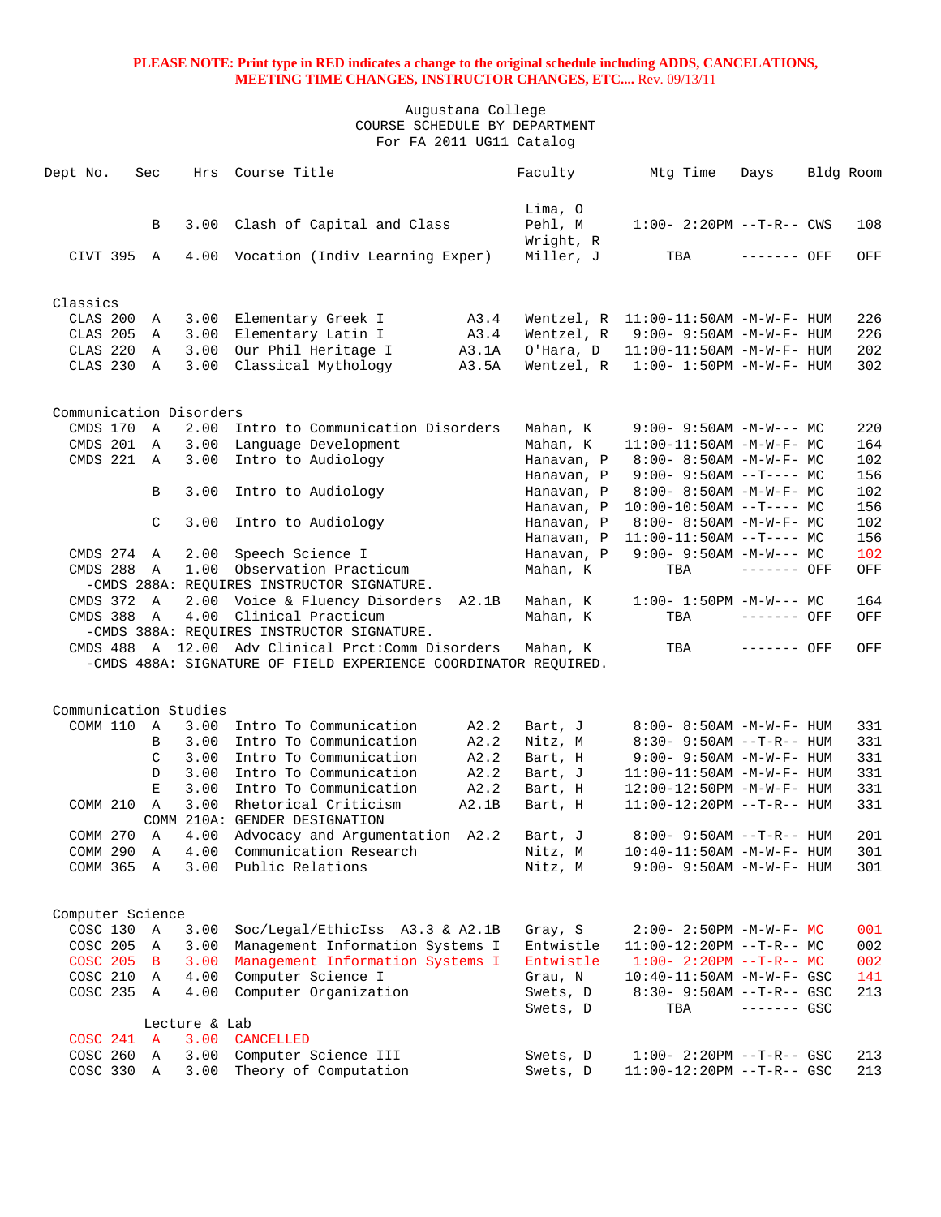**PLEASE NOTE: Print type in RED indicates a change to the original schedule including ADDS, CANCELATIONS, MEETING TIME CHANGES, INSTRUCTOR CHANGES, ETC....** Rev. 09/13/11

Augustana College
COURSE SCHEDULE BY DEPARTMENT
For FA 2011 UG11 Catalog

| Dept No. | Sec | Hrs | Course Title | | Faculty | Mtg Time | Days | Bldg | Room |
|---|---|---|---|---|---|---|---|---|---|
| | | | | | Lima, O | | | | |
| | B | 3.00 | Clash of Capital and Class | | Pehl, M | 1:00- 2:20PM | --T-R-- | CWS | 108 |
| | | | | | Wright, R | | | | |
| CIVT 395 | A | 4.00 | Vocation (Indiv Learning Exper) | | Miller, J | TBA | ------- | OFF | OFF |

## Classics

| Dept No. | Sec | Hrs | Course Title | | Faculty | Mtg Time | Days | Bldg | Room |
|---|---|---|---|---|---|---|---|---|---|
| CLAS 200 | A | 3.00 | Elementary Greek I | A3.4 | Wentzel, R | 11:00-11:50AM | -M-W-F- | HUM | 226 |
| CLAS 205 | A | 3.00 | Elementary Latin I | A3.4 | Wentzel, R | 9:00- 9:50AM | -M-W-F- | HUM | 226 |
| CLAS 220 | A | 3.00 | Our Phil Heritage I | A3.1A | O'Hara, D | 11:00-11:50AM | -M-W-F- | HUM | 202 |
| CLAS 230 | A | 3.00 | Classical Mythology | A3.5A | Wentzel, R | 1:00- 1:50PM | -M-W-F- | HUM | 302 |

## Communication Disorders

| Dept No. | Sec | Hrs | Course Title | | Faculty | Mtg Time | Days | Bldg | Room |
|---|---|---|---|---|---|---|---|---|---|
| CMDS 170 | A | 2.00 | Intro to Communication Disorders | | Mahan, K | 9:00- 9:50AM | -M-W--- | MC | 220 |
| CMDS 201 | A | 3.00 | Language Development | | Mahan, K | 11:00-11:50AM | -M-W-F- | MC | 164 |
| CMDS 221 | A | 3.00 | Intro to Audiology | | Hanavan, P | 8:00- 8:50AM | -M-W-F- | MC | 102 |
| | | | | | Hanavan, P | 9:00- 9:50AM | --T---- | MC | 156 |
| | B | 3.00 | Intro to Audiology | | Hanavan, P | 8:00- 8:50AM | -M-W-F- | MC | 102 |
| | | | | | Hanavan, P | 10:00-10:50AM | --T---- | MC | 156 |
| | C | 3.00 | Intro to Audiology | | Hanavan, P | 8:00- 8:50AM | -M-W-F- | MC | 102 |
| | | | | | Hanavan, P | 11:00-11:50AM | --T---- | MC | 156 |
| CMDS 274 | A | 2.00 | Speech Science I | | Hanavan, P | 9:00- 9:50AM | -M-W--- | MC | 102 |
| CMDS 288 | A | 1.00 | Observation Practicum | | Mahan, K | TBA | ------- | OFF | OFF |
| -CMDS 288A: REQUIRES INSTRUCTOR SIGNATURE. | | | | | | | | | |
| CMDS 372 | A | 2.00 | Voice & Fluency Disorders | A2.1B | Mahan, K | 1:00- 1:50PM | -M-W--- | MC | 164 |
| CMDS 388 | A | 4.00 | Clinical Practicum | | Mahan, K | TBA | ------- | OFF | OFF |
| -CMDS 388A: REQUIRES INSTRUCTOR SIGNATURE. | | | | | | | | | |
| CMDS 488 | A | 12.00 | Adv Clinical Prct:Comm Disorders | | Mahan, K | TBA | ------- | OFF | OFF |
| -CMDS 488A: SIGNATURE OF FIELD EXPERIENCE COORDINATOR REQUIRED. | | | | | | | | | |

## Communication Studies

| Dept No. | Sec | Hrs | Course Title | | Faculty | Mtg Time | Days | Bldg | Room |
|---|---|---|---|---|---|---|---|---|---|
| COMM 110 | A | 3.00 | Intro To Communication | A2.2 | Bart, J | 8:00- 8:50AM | -M-W-F- | HUM | 331 |
| | B | 3.00 | Intro To Communication | A2.2 | Nitz, M | 8:30- 9:50AM | --T-R-- | HUM | 331 |
| | C | 3.00 | Intro To Communication | A2.2 | Bart, H | 9:00- 9:50AM | -M-W-F- | HUM | 331 |
| | D | 3.00 | Intro To Communication | A2.2 | Bart, J | 11:00-11:50AM | -M-W-F- | HUM | 331 |
| | E | 3.00 | Intro To Communication | A2.2 | Bart, H | 12:00-12:50PM | -M-W-F- | HUM | 331 |
| COMM 210 | A | 3.00 | Rhetorical Criticism | A2.1B | Bart, H | 11:00-12:20PM | --T-R-- | HUM | 331 |
| COMM 210A: GENDER DESIGNATION | | | | | | | | | |
| COMM 270 | A | 4.00 | Advocacy and Argumentation | A2.2 | Bart, J | 8:00- 9:50AM | --T-R-- | HUM | 201 |
| COMM 290 | A | 4.00 | Communication Research | | Nitz, M | 10:40-11:50AM | -M-W-F- | HUM | 301 |
| COMM 365 | A | 3.00 | Public Relations | | Nitz, M | 9:00- 9:50AM | -M-W-F- | HUM | 301 |

## Computer Science

| Dept No. | Sec | Hrs | Course Title | | Faculty | Mtg Time | Days | Bldg | Room |
|---|---|---|---|---|---|---|---|---|---|
| COSC 130 | A | 3.00 | Soc/Legal/EthicIss | A3.3 & A2.1B | Gray, S | 2:00- 2:50PM | -M-W-F- | MC | 001 |
| COSC 205 | A | 3.00 | Management Information Systems I | | Entwistle | 11:00-12:20PM | --T-R-- | MC | 002 |
| COSC 205 | B | 3.00 | Management Information Systems I | | Entwistle | 1:00- 2:20PM | --T-R-- | MC | 002 |
| COSC 210 | A | 4.00 | Computer Science I | | Grau, N | 10:40-11:50AM | -M-W-F- | GSC | 141 |
| COSC 235 | A | 4.00 | Computer Organization | | Swets, D | 8:30- 9:50AM | --T-R-- | GSC | 213 |
| | | | | | Swets, D | TBA | ------- | GSC | |
| Lecture & Lab | | | | | | | | | |
| COSC 241 | A | 3.00 | CANCELLED | | | | | | |
| COSC 260 | A | 3.00 | Computer Science III | | Swets, D | 1:00- 2:20PM | --T-R-- | GSC | 213 |
| COSC 330 | A | 3.00 | Theory of Computation | | Swets, D | 11:00-12:20PM | --T-R-- | GSC | 213 |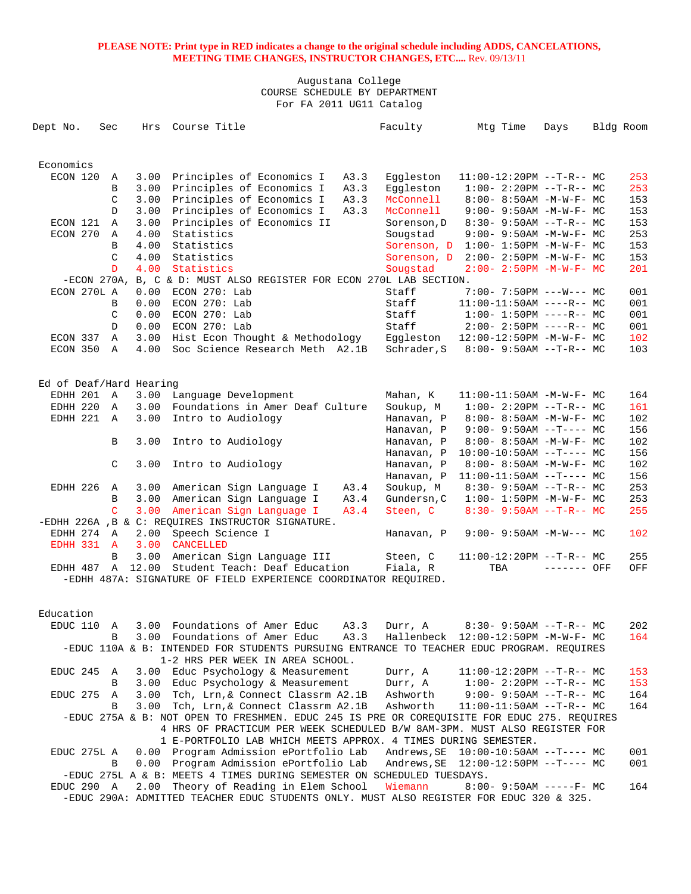**PLEASE NOTE: Print type in RED indicates a change to the original schedule including ADDS, CANCELATIONS, MEETING TIME CHANGES, INSTRUCTOR CHANGES, ETC....** Rev. 09/13/11

Augustana College
COURSE SCHEDULE BY DEPARTMENT
For FA 2011 UG11 Catalog

| Dept No. | Sec | Hrs | Course Title | | Faculty | Mtg Time | Days | Bldg | Room |
|---|---|---|---|---|---|---|---|---|---|
| **Economics** | | | | | | | | | |
| ECON 120 | A | 3.00 | Principles of Economics I | A3.3 | Eggleston | 11:00-12:20PM | --T-R-- | MC | 253 |
| | B | 3.00 | Principles of Economics I | A3.3 | Eggleston | 1:00- 2:20PM | --T-R-- | MC | 253 |
| | C | 3.00 | Principles of Economics I | A3.3 | McConnell | 8:00- 8:50AM | -M-W-F- | MC | 153 |
| | D | 3.00 | Principles of Economics I | A3.3 | McConnell | 9:00- 9:50AM | -M-W-F- | MC | 153 |
| ECON 121 | A | 3.00 | Principles of Economics II | | Sorenson,D | 8:30- 9:50AM | --T-R-- | MC | 153 |
| ECON 270 | A | 4.00 | Statistics | | Sougstad | 9:00- 9:50AM | -M-W-F- | MC | 253 |
| | B | 4.00 | Statistics | | Sorenson, D | 1:00- 1:50PM | -M-W-F- | MC | 153 |
| | C | 4.00 | Statistics | | Sorenson, D | 2:00- 2:50PM | -M-W-F- | MC | 153 |
| | D | 4.00 | Statistics | | Sougstad | 2:00- 2:50PM | -M-W-F- | MC | 201 |
| -ECON 270A, B, C & D: MUST ALSO REGISTER FOR ECON 270L LAB SECTION. | | | | | | | | | |
| ECON 270L | A | 0.00 | ECON 270: Lab | | Staff | 7:00- 7:50PM | ---W--- | MC | 001 |
| | B | 0.00 | ECON 270: Lab | | Staff | 11:00-11:50AM | ----R-- | MC | 001 |
| | C | 0.00 | ECON 270: Lab | | Staff | 1:00- 1:50PM | ----R-- | MC | 001 |
| | D | 0.00 | ECON 270: Lab | | Staff | 2:00- 2:50PM | ----R-- | MC | 001 |
| ECON 337 | A | 3.00 | Hist Econ Thought & Methodology | | Eggleston | 12:00-12:50PM | -M-W-F- | MC | 102 |
| ECON 350 | A | 4.00 | Soc Science Research Meth | A2.1B | Schrader,S | 8:00- 9:50AM | --T-R-- | MC | 103 |
| **Ed of Deaf/Hard Hearing** | | | | | | | | | |
| EDHH 201 | A | 3.00 | Language Development | | Mahan, K | 11:00-11:50AM | -M-W-F- | MC | 164 |
| EDHH 220 | A | 3.00 | Foundations in Amer Deaf Culture | | Soukup, M | 1:00- 2:20PM | --T-R-- | MC | 161 |
| EDHH 221 | A | 3.00 | Intro to Audiology | | Hanavan, P | 8:00- 8:50AM | -M-W-F- | MC | 102 |
| | | | | | Hanavan, P | 9:00- 9:50AM | --T---- | MC | 156 |
| | B | 3.00 | Intro to Audiology | | Hanavan, P | 8:00- 8:50AM | -M-W-F- | MC | 102 |
| | | | | | Hanavan, P | 10:00-10:50AM | --T---- | MC | 156 |
| | C | 3.00 | Intro to Audiology | | Hanavan, P | 8:00- 8:50AM | -M-W-F- | MC | 102 |
| | | | | | Hanavan, P | 11:00-11:50AM | --T---- | MC | 156 |
| EDHH 226 | A | 3.00 | American Sign Language I | A3.4 | Soukup, M | 8:30- 9:50AM | --T-R-- | MC | 253 |
| | B | 3.00 | American Sign Language I | A3.4 | Gundersn,C | 1:00- 1:50PM | -M-W-F- | MC | 253 |
| | C | 3.00 | American Sign Language I | A3.4 | Steen, C | 8:30- 9:50AM | --T-R-- | MC | 255 |
| -EDHH 226A ,B & C: REQUIRES INSTRUCTOR SIGNATURE. | | | | | | | | | |
| EDHH 274 | A | 2.00 | Speech Science I | | Hanavan, P | 9:00- 9:50AM | -M-W--- | MC | 102 |
| EDHH 331 | A | 3.00 | CANCELLED | | | | | | |
| | B | 3.00 | American Sign Language III | | Steen, C | 11:00-12:20PM | --T-R-- | MC | 255 |
| EDHH 487 | A | 12.00 | Student Teach: Deaf Education | | Fiala, R | TBA | ------- | OFF | OFF |
| -EDHH 487A: SIGNATURE OF FIELD EXPERIENCE COORDINATOR REQUIRED. | | | | | | | | | |
| **Education** | | | | | | | | | |
| EDUC 110 | A | 3.00 | Foundations of Amer Educ | A3.3 | Durr, A | 8:30- 9:50AM | --T-R-- | MC | 202 |
| | B | 3.00 | Foundations of Amer Educ | A3.3 | Hallenbeck | 12:00-12:50PM | -M-W-F- | MC | 164 |
| -EDUC 110A & B: INTENDED FOR STUDENTS PURSUING ENTRANCE TO TEACHER EDUC PROGRAM. REQUIRES 1-2 HRS PER WEEK IN AREA SCHOOL. | | | | | | | | | |
| EDUC 245 | A | 3.00 | Educ Psychology & Measurement | | Durr, A | 11:00-12:20PM | --T-R-- | MC | 153 |
| | B | 3.00 | Educ Psychology & Measurement | | Durr, A | 1:00- 2:20PM | --T-R-- | MC | 153 |
| EDUC 275 | A | 3.00 | Tch, Lrn,& Connect Classrm | A2.1B | Ashworth | 9:00- 9:50AM | --T-R-- | MC | 164 |
| | B | 3.00 | Tch, Lrn,& Connect Classrm | A2.1B | Ashworth | 11:00-11:50AM | --T-R-- | MC | 164 |
| -EDUC 275A & B: NOT OPEN TO FRESHMEN. EDUC 245 IS PRE OR COREQUISITE FOR EDUC 275. REQUIRES 4 HRS OF PRACTICUM PER WEEK SCHEDULED B/W 8AM-3PM. MUST ALSO REGISTER FOR 1 E-PORTFOLIO LAB WHICH MEETS APPROX. 4 TIMES DURING SEMESTER. | | | | | | | | | |
| EDUC 275L | A | 0.00 | Program Admission ePortfolio Lab | | Andrews,SE | 10:00-10:50AM | --T---- | MC | 001 |
| | B | 0.00 | Program Admission ePortfolio Lab | | Andrews,SE | 12:00-12:50PM | --T---- | MC | 001 |
| -EDUC 275L A & B: MEETS 4 TIMES DURING SEMESTER ON SCHEDULED TUESDAYS. | | | | | | | | | |
| EDUC 290 | A | 2.00 | Theory of Reading in Elem School | | Wiemann | 8:00- 9:50AM | -----F- | MC | 164 |
| -EDUC 290A: ADMITTED TEACHER EDUC STUDENTS ONLY. MUST ALSO REGISTER FOR EDUC 320 & 325. | | | | | | | | | |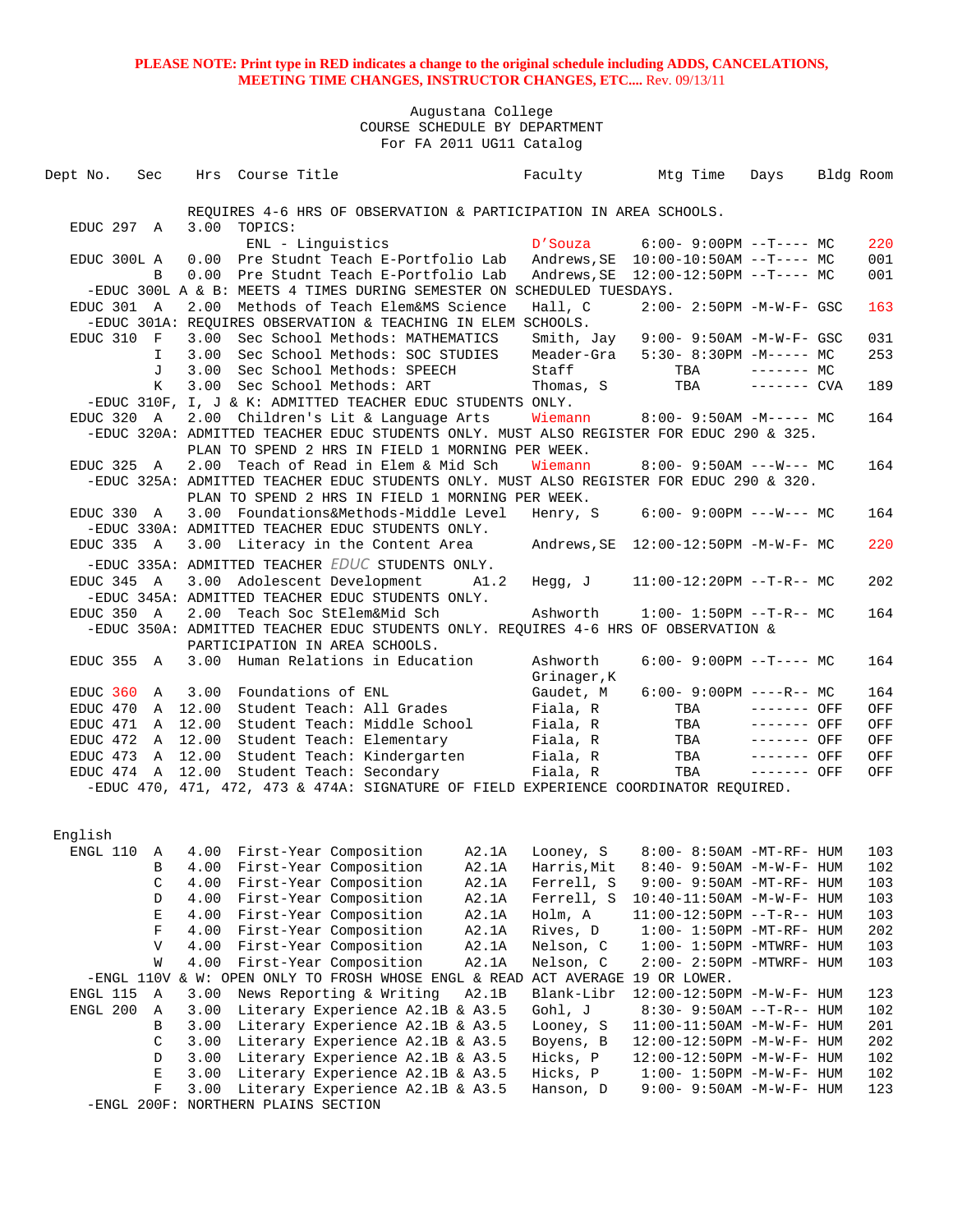**PLEASE NOTE: Print type in RED indicates a change to the original schedule including ADDS, CANCELATIONS, MEETING TIME CHANGES, INSTRUCTOR CHANGES, ETC....** Rev. 09/13/11

Augustana College
COURSE SCHEDULE BY DEPARTMENT
For FA 2011 UG11 Catalog

| Dept No. | Sec | Hrs | Course Title | | Faculty | Mtg Time | Days | Bldg | Room |
|---|---|---|---|---|---|---|---|---|---|
| | | | REQUIRES 4-6 HRS OF OBSERVATION & PARTICIPATION IN AREA SCHOOLS. | | | | | | |
| EDUC 297 | A | 3.00 | TOPICS: | | | | | | |
| | | | ENL - Linguistics | | D'Souza | 6:00- 9:00PM | --T---- | MC | 220 |
| EDUC 300L | A | 0.00 | Pre Studnt Teach E-Portfolio Lab | | Andrews,SE | 10:00-10:50AM | --T---- | MC | 001 |
| | B | 0.00 | Pre Studnt Teach E-Portfolio Lab | | Andrews,SE | 12:00-12:50PM | --T---- | MC | 001 |
| -EDUC 300L A & B: MEETS 4 TIMES DURING SEMESTER ON SCHEDULED TUESDAYS. | | | | | | | | | |
| EDUC 301 | A | 2.00 | Methods of Teach Elem&MS Science | | Hall, C | 2:00- 2:50PM | -M-W-F- | GSC | 163 |
| -EDUC 301A: REQUIRES OBSERVATION & TEACHING IN ELEM SCHOOLS. | | | | | | | | | |
| EDUC 310 | F | 3.00 | Sec School Methods: MATHEMATICS | | Smith, Jay | 9:00- 9:50AM | -M-W-F- | GSC | 031 |
| | I | 3.00 | Sec School Methods: SOC STUDIES | | Meader-Gra | 5:30- 8:30PM | -M----- | MC | 253 |
| | J | 3.00 | Sec School Methods: SPEECH | | Staff | TBA | ------- | MC | |
| | K | 3.00 | Sec School Methods: ART | | Thomas, S | TBA | ------- | CVA | 189 |
| -EDUC 310F, I, J & K: ADMITTED TEACHER EDUC STUDENTS ONLY. | | | | | | | | | |
| EDUC 320 | A | 2.00 | Children's Lit & Language Arts | | Wiemann | 8:00- 9:50AM | -M----- | MC | 164 |
| -EDUC 320A: ADMITTED TEACHER EDUC STUDENTS ONLY. MUST ALSO REGISTER FOR EDUC 290 & 325. PLAN TO SPEND 2 HRS IN FIELD 1 MORNING PER WEEK. | | | | | | | | | |
| EDUC 325 | A | 2.00 | Teach of Read in Elem & Mid Sch | | Wiemann | 8:00- 9:50AM | ---W--- | MC | 164 |
| -EDUC 325A: ADMITTED TEACHER EDUC STUDENTS ONLY. MUST ALSO REGISTER FOR EDUC 290 & 320. PLAN TO SPEND 2 HRS IN FIELD 1 MORNING PER WEEK. | | | | | | | | | |
| EDUC 330 | A | 3.00 | Foundations&Methods-Middle Level | | Henry, S | 6:00- 9:00PM | ---W--- | MC | 164 |
| -EDUC 330A: ADMITTED TEACHER EDUC STUDENTS ONLY. | | | | | | | | | |
| EDUC 335 | A | 3.00 | Literacy in the Content Area | | Andrews,SE | 12:00-12:50PM | -M-W-F- | MC | 220 |
| -EDUC 335A: ADMITTED TEACHER EDUC STUDENTS ONLY. | | | | | | | | | |
| EDUC 345 | A | 3.00 | Adolescent Development | A1.2 | Hegg, J | 11:00-12:20PM | --T-R-- | MC | 202 |
| -EDUC 345A: ADMITTED TEACHER EDUC STUDENTS ONLY. | | | | | | | | | |
| EDUC 350 | A | 2.00 | Teach Soc StElem&Mid Sch | | Ashworth | 1:00- 1:50PM | --T-R-- | MC | 164 |
| -EDUC 350A: ADMITTED TEACHER EDUC STUDENTS ONLY. REQUIRES 4-6 HRS OF OBSERVATION & PARTICIPATION IN AREA SCHOOLS. | | | | | | | | | |
| EDUC 355 | A | 3.00 | Human Relations in Education | | Ashworth<br>Grinager,K | 6:00- 9:00PM | --T---- | MC | 164 |
| EDUC 360 | A | 3.00 | Foundations of ENL | | Gaudet, M | 6:00- 9:00PM | ----R-- | MC | 164 |
| EDUC 470 | A | 12.00 | Student Teach: All Grades | | Fiala, R | TBA | ------- | OFF | OFF |
| EDUC 471 | A | 12.00 | Student Teach: Middle School | | Fiala, R | TBA | ------- | OFF | OFF |
| EDUC 472 | A | 12.00 | Student Teach: Elementary | | Fiala, R | TBA | ------- | OFF | OFF |
| EDUC 473 | A | 12.00 | Student Teach: Kindergarten | | Fiala, R | TBA | ------- | OFF | OFF |
| EDUC 474 | A | 12.00 | Student Teach: Secondary | | Fiala, R | TBA | ------- | OFF | OFF |
| -EDUC 470, 471, 472, 473 & 474A: SIGNATURE OF FIELD EXPERIENCE COORDINATOR REQUIRED. | | | | | | | | | |

English

| Dept No. | Sec | Hrs | Course Title | | Faculty | Mtg Time | Days | Bldg | Room |
|---|---|---|---|---|---|---|---|---|---|
| ENGL 110 | A | 4.00 | First-Year Composition | A2.1A | Looney, S | 8:00- 8:50AM | -MT-RF- | HUM | 103 |
| | B | 4.00 | First-Year Composition | A2.1A | Harris,Mit | 8:40- 9:50AM | -M-W-F- | HUM | 102 |
| | C | 4.00 | First-Year Composition | A2.1A | Ferrell, S | 9:00- 9:50AM | -MT-RF- | HUM | 103 |
| | D | 4.00 | First-Year Composition | A2.1A | Ferrell, S | 10:40-11:50AM | -M-W-F- | HUM | 103 |
| | E | 4.00 | First-Year Composition | A2.1A | Holm, A | 11:00-12:50PM | --T-R-- | HUM | 103 |
| | F | 4.00 | First-Year Composition | A2.1A | Rives, D | 1:00- 1:50PM | -MT-RF- | HUM | 202 |
| | V | 4.00 | First-Year Composition | A2.1A | Nelson, C | 1:00- 1:50PM | -MTWRF- | HUM | 103 |
| | W | 4.00 | First-Year Composition | A2.1A | Nelson, C | 2:00- 2:50PM | -MTWRF- | HUM | 103 |
| -ENGL 110V & W: OPEN ONLY TO FROSH WHOSE ENGL & READ ACT AVERAGE 19 OR LOWER. | | | | | | | | | |
| ENGL 115 | A | 3.00 | News Reporting & Writing | A2.1B | Blank-Libr | 12:00-12:50PM | -M-W-F- | HUM | 123 |
| ENGL 200 | A | 3.00 | Literary Experience | A2.1B & A3.5 | Gohl, J | 8:30- 9:50AM | --T-R-- | HUM | 102 |
| | B | 3.00 | Literary Experience | A2.1B & A3.5 | Looney, S | 11:00-11:50AM | -M-W-F- | HUM | 201 |
| | C | 3.00 | Literary Experience | A2.1B & A3.5 | Boyens, B | 12:00-12:50PM | -M-W-F- | HUM | 202 |
| | D | 3.00 | Literary Experience | A2.1B & A3.5 | Hicks, P | 12:00-12:50PM | -M-W-F- | HUM | 102 |
| | E | 3.00 | Literary Experience | A2.1B & A3.5 | Hicks, P | 1:00- 1:50PM | -M-W-F- | HUM | 102 |
| | F | 3.00 | Literary Experience | A2.1B & A3.5 | Hanson, D | 9:00- 9:50AM | -M-W-F- | HUM | 123 |
| -ENGL 200F: NORTHERN PLAINS SECTION | | | | | | | | | |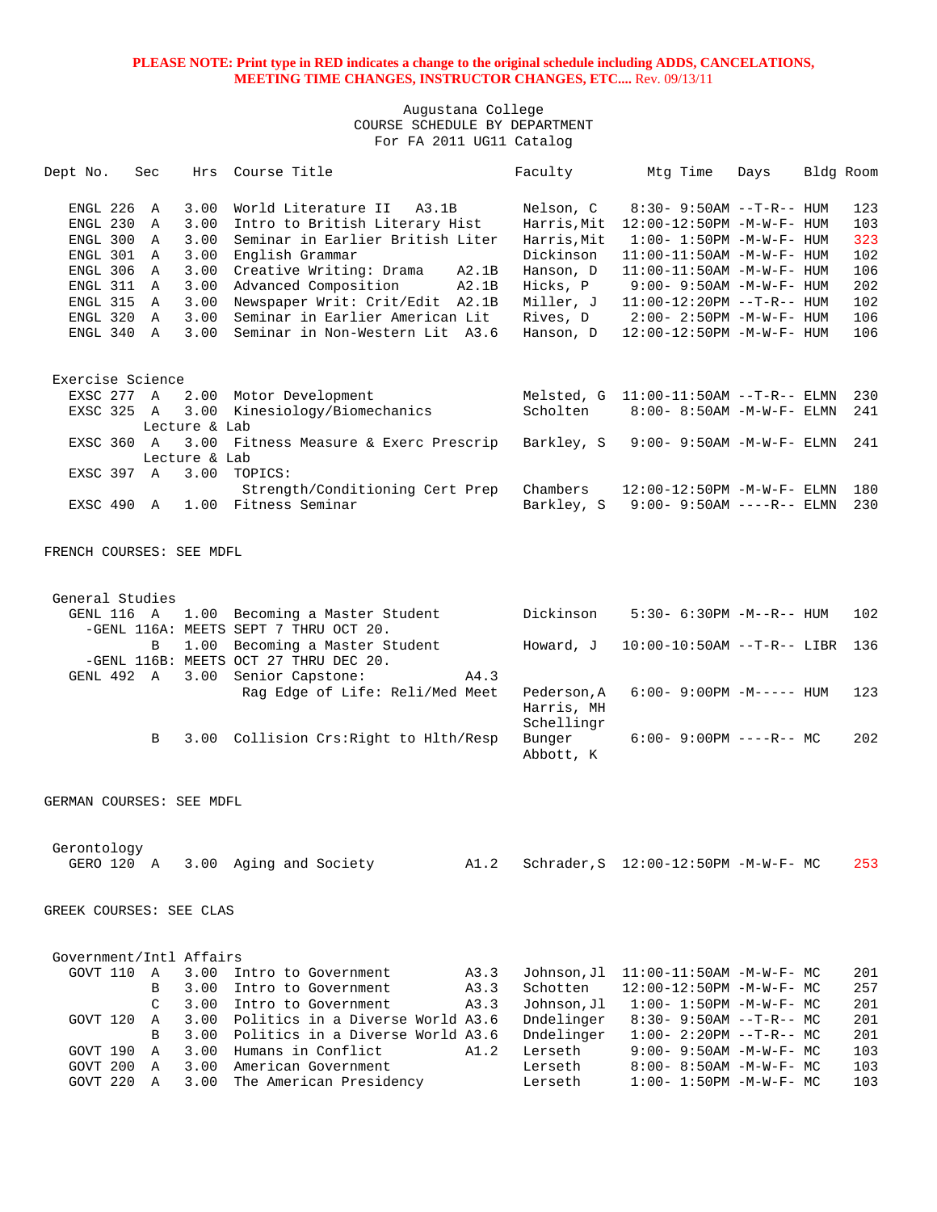**PLEASE NOTE: Print type in RED indicates a change to the original schedule including ADDS, CANCELATIONS, MEETING TIME CHANGES, INSTRUCTOR CHANGES, ETC....** Rev. 09/13/11

Augustana College
COURSE SCHEDULE BY DEPARTMENT
For FA 2011 UG11 Catalog

| Dept No. | Sec | Hrs | Course Title | | Faculty | Mtg Time | Days | Bldg | Room |
|---|---|---|---|---|---|---|---|---|---|
| ENGL 226 | A | 3.00 | World Literature II | A3.1B | Nelson, C | 8:30- 9:50AM | --T-R-- | HUM | 123 |
| ENGL 230 | A | 3.00 | Intro to British Literary Hist | | Harris,Mit | 12:00-12:50PM | -M-W-F- | HUM | 103 |
| ENGL 300 | A | 3.00 | Seminar in Earlier British Liter | | Harris,Mit | 1:00- 1:50PM | -M-W-F- | HUM | 323 |
| ENGL 301 | A | 3.00 | English Grammar | | Dickinson | 11:00-11:50AM | -M-W-F- | HUM | 102 |
| ENGL 306 | A | 3.00 | Creative Writing: Drama | A2.1B | Hanson, D | 11:00-11:50AM | -M-W-F- | HUM | 106 |
| ENGL 311 | A | 3.00 | Advanced Composition | A2.1B | Hicks, P | 9:00- 9:50AM | -M-W-F- | HUM | 202 |
| ENGL 315 | A | 3.00 | Newspaper Writ: Crit/Edit | A2.1B | Miller, J | 11:00-12:20PM | --T-R-- | HUM | 102 |
| ENGL 320 | A | 3.00 | Seminar in Earlier American Lit | | Rives, D | 2:00- 2:50PM | -M-W-F- | HUM | 106 |
| ENGL 340 | A | 3.00 | Seminar in Non-Western Lit | A3.6 | Hanson, D | 12:00-12:50PM | -M-W-F- | HUM | 106 |

**Exercise Science**

| Dept No. | Sec | Hrs | Course Title | | Faculty | Mtg Time | Days | Bldg | Room |
|---|---|---|---|---|---|---|---|---|---|
| EXSC 277 | A | 2.00 | Motor Development | | Melsted, G | 11:00-11:50AM | --T-R-- | ELMN | 230 |
| EXSC 325 | A | 3.00 | Kinesiology/Biomechanics<br>Lecture & Lab | | Scholten | 8:00- 8:50AM | -M-W-F- | ELMN | 241 |
| EXSC 360 | A | 3.00 | Fitness Measure & Exerc Prescrip<br>Lecture & Lab | | Barkley, S | 9:00- 9:50AM | -M-W-F- | ELMN | 241 |
| EXSC 397 | A | 3.00 | TOPICS:<br>Strength/Conditioning Cert Prep | | Chambers | 12:00-12:50PM | -M-W-F- | ELMN | 180 |
| EXSC 490 | A | 1.00 | Fitness Seminar | | Barkley, S | 9:00- 9:50AM | ----R-- | ELMN | 230 |

FRENCH COURSES: SEE MDFL

**General Studies**

| Dept No. | Sec | Hrs | Course Title | | Faculty | Mtg Time | Days | Bldg | Room |
|---|---|---|---|---|---|---|---|---|---|
| GENL 116 | A | 1.00 | Becoming a Master Student<br>-GENL 116A: MEETS SEPT 7 THRU OCT 20. | | Dickinson | 5:30- 6:30PM | -M--R-- | HUM | 102 |
| | B | 1.00 | Becoming a Master Student<br>-GENL 116B: MEETS OCT 27 THRU DEC 20. | | Howard, J | 10:00-10:50AM | --T-R-- | LIBR | 136 |
| GENL 492 | A | 3.00 | Senior Capstone:<br>Rag Edge of Life: Reli/Med Meet | A4.3 | Pederson,A<br>Harris, MH<br>Schellingr | 6:00- 9:00PM | -M----- | HUM | 123 |
| | B | 3.00 | Collision Crs:Right to Hlth/Resp | | Bunger<br>Abbott, K | 6:00- 9:00PM | ----R-- | MC | 202 |

GERMAN COURSES: SEE MDFL

**Gerontology**

| Dept No. | Sec | Hrs | Course Title | | Faculty | Mtg Time | Days | Bldg | Room |
|---|---|---|---|---|---|---|---|---|---|
| GERO 120 | A | 3.00 | Aging and Society | A1.2 | Schrader,S | 12:00-12:50PM | -M-W-F- | MC | 253 |

GREEK COURSES: SEE CLAS

**Government/Intl Affairs**

| Dept No. | Sec | Hrs | Course Title | | Faculty | Mtg Time | Days | Bldg | Room |
|---|---|---|---|---|---|---|---|---|---|
| GOVT 110 | A | 3.00 | Intro to Government | A3.3 | Johnson,Jl | 11:00-11:50AM | -M-W-F- | MC | 201 |
| | B | 3.00 | Intro to Government | A3.3 | Schotten | 12:00-12:50PM | -M-W-F- | MC | 257 |
| | C | 3.00 | Intro to Government | A3.3 | Johnson,Jl | 1:00- 1:50PM | -M-W-F- | MC | 201 |
| GOVT 120 | A | 3.00 | Politics in a Diverse World | A3.6 | Dndelinger | 8:30- 9:50AM | --T-R-- | MC | 201 |
| | B | 3.00 | Politics in a Diverse World | A3.6 | Dndelinger | 1:00- 2:20PM | --T-R-- | MC | 201 |
| GOVT 190 | A | 3.00 | Humans in Conflict | A1.2 | Lerseth | 9:00- 9:50AM | -M-W-F- | MC | 103 |
| GOVT 200 | A | 3.00 | American Government | | Lerseth | 8:00- 8:50AM | -M-W-F- | MC | 103 |
| GOVT 220 | A | 3.00 | The American Presidency | | Lerseth | 1:00- 1:50PM | -M-W-F- | MC | 103 |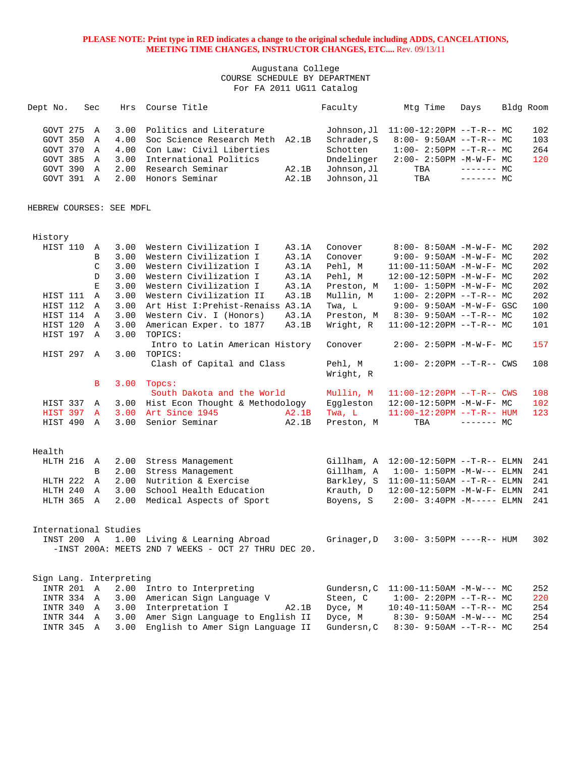**PLEASE NOTE: Print type in RED indicates a change to the original schedule including ADDS, CANCELATIONS, MEETING TIME CHANGES, INSTRUCTOR CHANGES, ETC....** Rev. 09/13/11

Augustana College
COURSE SCHEDULE BY DEPARTMENT
For FA 2011 UG11 Catalog

| Dept No. | Sec | Hrs | Course Title | | Faculty | Mtg Time | Days | Bldg | Room |
|---|---|---|---|---|---|---|---|---|---|
| GOVT 275 | A | 3.00 | Politics and Literature | | Johnson,Jl | 11:00-12:20PM | --T-R-- | MC | 102 |
| GOVT 350 | A | 4.00 | Soc Science Research Meth | A2.1B | Schrader,S | 8:00- 9:50AM | --T-R-- | MC | 103 |
| GOVT 370 | A | 4.00 | Con Law: Civil Liberties | | Schotten | 1:00- 2:50PM | --T-R-- | MC | 264 |
| GOVT 385 | A | 3.00 | International Politics | | Dndelinger | 2:00- 2:50PM | -M-W-F- | MC | 120 |
| GOVT 390 | A | 2.00 | Research Seminar | A2.1B | Johnson,Jl | TBA | ------- | MC | |
| GOVT 391 | A | 2.00 | Honors Seminar | A2.1B | Johnson,Jl | TBA | ------- | MC | |

HEBREW COURSES: SEE MDFL

History

| Dept No. | Sec | Hrs | Course Title | | Faculty | Mtg Time | Days | Bldg | Room |
|---|---|---|---|---|---|---|---|---|---|
| HIST 110 | A | 3.00 | Western Civilization I | A3.1A | Conover | 8:00- 8:50AM | -M-W-F- | MC | 202 |
| | B | 3.00 | Western Civilization I | A3.1A | Conover | 9:00- 9:50AM | -M-W-F- | MC | 202 |
| | C | 3.00 | Western Civilization I | A3.1A | Pehl, M | 11:00-11:50AM | -M-W-F- | MC | 202 |
| | D | 3.00 | Western Civilization I | A3.1A | Pehl, M | 12:00-12:50PM | -M-W-F- | MC | 202 |
| | E | 3.00 | Western Civilization I | A3.1A | Preston, M | 1:00- 1:50PM | -M-W-F- | MC | 202 |
| HIST 111 | A | 3.00 | Western Civilization II | A3.1B | Mullin, M | 1:00- 2:20PM | --T-R-- | MC | 202 |
| HIST 112 | A | 3.00 | Art Hist I:Prehist-Renaiss | A3.1A | Twa, L | 9:00- 9:50AM | -M-W-F- | GSC | 100 |
| HIST 114 | A | 3.00 | Western Civ. I (Honors) | A3.1A | Preston, M | 8:30- 9:50AM | --T-R-- | MC | 102 |
| HIST 120 | A | 3.00 | American Exper. to 1877 | A3.1B | Wright, R | 11:00-12:20PM | --T-R-- | MC | 101 |
| HIST 197 | A | 3.00 | TOPICS: | | | | | | |
| | | | Intro to Latin American History | | Conover | 2:00- 2:50PM | -M-W-F- | MC | 157 |
| HIST 297 | A | 3.00 | TOPICS: | | | | | | |
| | | | Clash of Capital and Class | | Pehl, M / Wright, R | 1:00- 2:20PM | --T-R-- | CWS | 108 |
| | B | 3.00 | Topcs: | | | | | | |
| | | | South Dakota and the World | | Mullin, M | 11:00-12:20PM | --T-R-- | CWS | 108 |
| HIST 337 | A | 3.00 | Hist Econ Thought & Methodology | | Eggleston | 12:00-12:50PM | -M-W-F- | MC | 102 |
| HIST 397 | A | 3.00 | Art Since 1945 | A2.1B | Twa, L | 11:00-12:20PM | --T-R-- | HUM | 123 |
| HIST 490 | A | 3.00 | Senior Seminar | A2.1B | Preston, M | TBA | ------- | MC | |

Health

| Dept No. | Sec | Hrs | Course Title | | Faculty | Mtg Time | Days | Bldg | Room |
|---|---|---|---|---|---|---|---|---|---|
| HLTH 216 | A | 2.00 | Stress Management | | Gillham, A | 12:00-12:50PM | --T-R-- | ELMN | 241 |
| | B | 2.00 | Stress Management | | Gillham, A | 1:00- 1:50PM | -M-W--- | ELMN | 241 |
| HLTH 222 | A | 2.00 | Nutrition & Exercise | | Barkley, S | 11:00-11:50AM | --T-R-- | ELMN | 241 |
| HLTH 240 | A | 3.00 | School Health Education | | Krauth, D | 12:00-12:50PM | -M-W-F- | ELMN | 241 |
| HLTH 365 | A | 2.00 | Medical Aspects of Sport | | Boyens, S | 2:00- 3:40PM | -M----- | ELMN | 241 |

International Studies

| Dept No. | Sec | Hrs | Course Title | | Faculty | Mtg Time | Days | Bldg | Room |
|---|---|---|---|---|---|---|---|---|---|
| INST 200 | A | 1.00 | Living & Learning Abroad | | Grinager,D | 3:00- 3:50PM | ----R-- | HUM | 302 |

-INST 200A: MEETS 2ND 7 WEEKS - OCT 27 THRU DEC 20.

Sign Lang. Interpreting

| Dept No. | Sec | Hrs | Course Title | | Faculty | Mtg Time | Days | Bldg | Room |
|---|---|---|---|---|---|---|---|---|---|
| INTR 201 | A | 2.00 | Intro to Interpreting | | Gundersn,C | 11:00-11:50AM | -M-W--- | MC | 252 |
| INTR 334 | A | 3.00 | American Sign Language V | | Steen, C | 1:00- 2:20PM | --T-R-- | MC | 220 |
| INTR 340 | A | 3.00 | Interpretation I | A2.1B | Dyce, M | 10:40-11:50AM | --T-R-- | MC | 254 |
| INTR 344 | A | 3.00 | Amer Sign Language to English II | | Dyce, M | 8:30- 9:50AM | -M-W--- | MC | 254 |
| INTR 345 | A | 3.00 | English to Amer Sign Language II | | Gundersn,C | 8:30- 9:50AM | --T-R-- | MC | 254 |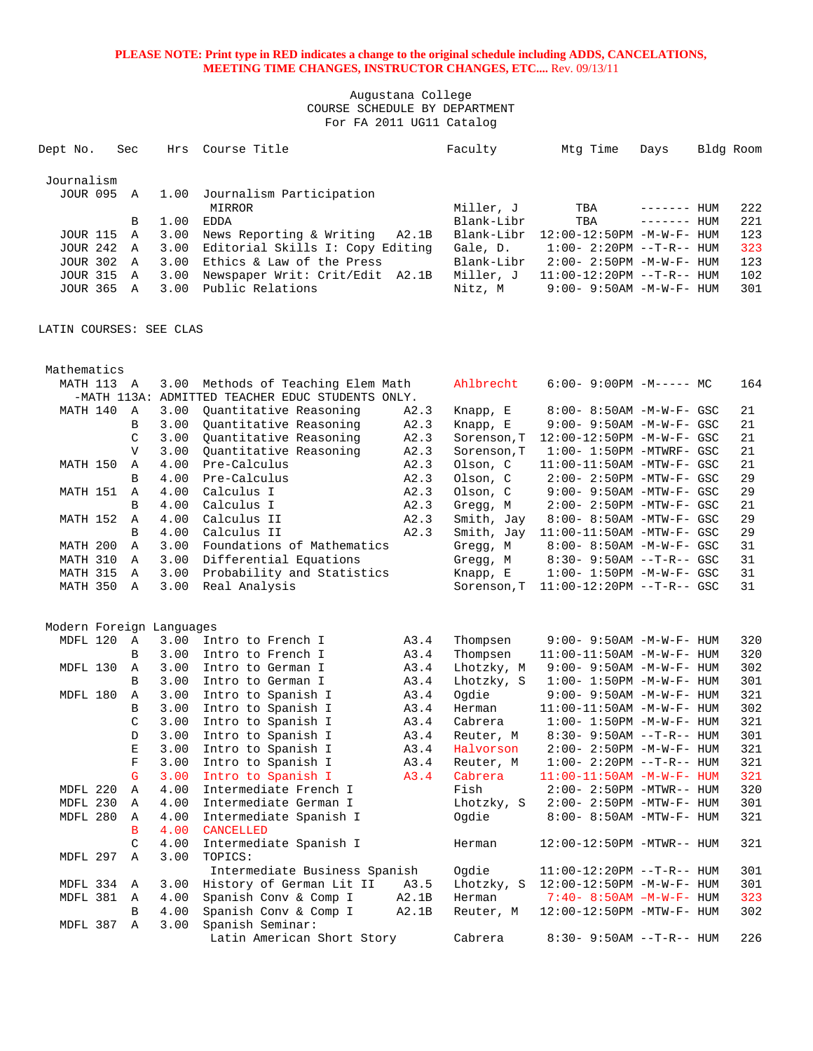**PLEASE NOTE: Print type in RED indicates a change to the original schedule including ADDS, CANCELATIONS, MEETING TIME CHANGES, INSTRUCTOR CHANGES, ETC....** Rev. 09/13/11

Augustana College
COURSE SCHEDULE BY DEPARTMENT
For FA 2011 UG11 Catalog

| Dept No. | Sec | Hrs | Course Title | | Faculty | Mtg Time | Days | Bldg | Room |
|---|---|---|---|---|---|---|---|---|---|
| **Journalism** | | | | | | | | | |
| JOUR 095 | A | 1.00 | Journalism Participation | | | | | | |
| | | | MIRROR | | Miller, J | TBA | ------- | HUM | 222 |
| | B | 1.00 | EDDA | | Blank-Libr | TBA | ------- | HUM | 221 |
| JOUR 115 | A | 3.00 | News Reporting & Writing | A2.1B | Blank-Libr | 12:00-12:50PM | -M-W-F- | HUM | 123 |
| JOUR 242 | A | 3.00 | Editorial Skills I: Copy Editing | | Gale, D. | 1:00- 2:20PM | --T-R-- | HUM | 323 |
| JOUR 302 | A | 3.00 | Ethics & Law of the Press | | Blank-Libr | 2:00- 2:50PM | -M-W-F- | HUM | 123 |
| JOUR 315 | A | 3.00 | Newspaper Writ: Crit/Edit | A2.1B | Miller, J | 11:00-12:20PM | --T-R-- | HUM | 102 |
| JOUR 365 | A | 3.00 | Public Relations | | Nitz, M | 9:00- 9:50AM | -M-W-F- | HUM | 301 |

LATIN COURSES: SEE CLAS

| Dept No. | Sec | Hrs | Course Title | | Faculty | Mtg Time | Days | Bldg | Room |
|---|---|---|---|---|---|---|---|---|---|
| **Mathematics** | | | | | | | | | |
| MATH 113 | A | 3.00 | Methods of Teaching Elem Math | | Ahlbrecht | 6:00- 9:00PM | -M----- | MC | 164 |
| -MATH 113A: ADMITTED TEACHER EDUC STUDENTS ONLY. | | | | | | | | | |
| MATH 140 | A | 3.00 | Quantitative Reasoning | A2.3 | Knapp, E | 8:00- 8:50AM | -M-W-F- | GSC | 21 |
| | B | 3.00 | Quantitative Reasoning | A2.3 | Knapp, E | 9:00- 9:50AM | -M-W-F- | GSC | 21 |
| | C | 3.00 | Quantitative Reasoning | A2.3 | Sorenson,T | 12:00-12:50PM | -M-W-F- | GSC | 21 |
| | V | 3.00 | Quantitative Reasoning | A2.3 | Sorenson,T | 1:00- 1:50PM | -MTWRF- | GSC | 21 |
| MATH 150 | A | 4.00 | Pre-Calculus | A2.3 | Olson, C | 11:00-11:50AM | -MTW-F- | GSC | 21 |
| | B | 4.00 | Pre-Calculus | A2.3 | Olson, C | 2:00- 2:50PM | -MTW-F- | GSC | 29 |
| MATH 151 | A | 4.00 | Calculus I | A2.3 | Olson, C | 9:00- 9:50AM | -MTW-F- | GSC | 29 |
| | B | 4.00 | Calculus I | A2.3 | Gregg, M | 2:00- 2:50PM | -MTW-F- | GSC | 21 |
| MATH 152 | A | 4.00 | Calculus II | A2.3 | Smith, Jay | 8:00- 8:50AM | -MTW-F- | GSC | 29 |
| | B | 4.00 | Calculus II | A2.3 | Smith, Jay | 11:00-11:50AM | -MTW-F- | GSC | 29 |
| MATH 200 | A | 3.00 | Foundations of Mathematics | | Gregg, M | 8:00- 8:50AM | -M-W-F- | GSC | 31 |
| MATH 310 | A | 3.00 | Differential Equations | | Gregg, M | 8:30- 9:50AM | --T-R-- | GSC | 31 |
| MATH 315 | A | 3.00 | Probability and Statistics | | Knapp, E | 1:00- 1:50PM | -M-W-F- | GSC | 31 |
| MATH 350 | A | 3.00 | Real Analysis | | Sorenson,T | 11:00-12:20PM | --T-R-- | GSC | 31 |

| Dept No. | Sec | Hrs | Course Title | | Faculty | Mtg Time | Days | Bldg | Room |
|---|---|---|---|---|---|---|---|---|---|
| **Modern Foreign Languages** | | | | | | | | | |
| MDFL 120 | A | 3.00 | Intro to French I | A3.4 | Thompsen | 9:00- 9:50AM | -M-W-F- | HUM | 320 |
| | B | 3.00 | Intro to French I | A3.4 | Thompsen | 11:00-11:50AM | -M-W-F- | HUM | 320 |
| MDFL 130 | A | 3.00 | Intro to German I | A3.4 | Lhotzky, M | 9:00- 9:50AM | -M-W-F- | HUM | 302 |
| | B | 3.00 | Intro to German I | A3.4 | Lhotzky, S | 1:00- 1:50PM | -M-W-F- | HUM | 301 |
| MDFL 180 | A | 3.00 | Intro to Spanish I | A3.4 | Ogdie | 9:00- 9:50AM | -M-W-F- | HUM | 321 |
| | B | 3.00 | Intro to Spanish I | A3.4 | Herman | 11:00-11:50AM | -M-W-F- | HUM | 302 |
| | C | 3.00 | Intro to Spanish I | A3.4 | Cabrera | 1:00- 1:50PM | -M-W-F- | HUM | 321 |
| | D | 3.00 | Intro to Spanish I | A3.4 | Reuter, M | 8:30- 9:50AM | --T-R-- | HUM | 301 |
| | E | 3.00 | Intro to Spanish I | A3.4 | Halvorson | 2:00- 2:50PM | -M-W-F- | HUM | 321 |
| | F | 3.00 | Intro to Spanish I | A3.4 | Reuter, M | 1:00- 2:20PM | --T-R-- | HUM | 321 |
| | G | 3.00 | Intro to Spanish I | A3.4 | Cabrera | 11:00-11:50AM | -M-W-F- | HUM | 321 |
| MDFL 220 | A | 4.00 | Intermediate French I | | Fish | 2:00- 2:50PM | -MTWR-- | HUM | 320 |
| MDFL 230 | A | 4.00 | Intermediate German I | | Lhotzky, S | 2:00- 2:50PM | -MTW-F- | HUM | 301 |
| MDFL 280 | A | 4.00 | Intermediate Spanish I | | Ogdie | 8:00- 8:50AM | -MTW-F- | HUM | 321 |
| | B | 4.00 | CANCELLED | | | | | | |
| | C | 4.00 | Intermediate Spanish I | | Herman | 12:00-12:50PM | -MTWR-- | HUM | 321 |
| MDFL 297 | A | 3.00 | TOPICS: | | | | | | |
| | | | Intermediate Business Spanish | | Ogdie | 11:00-12:20PM | --T-R-- | HUM | 301 |
| MDFL 334 | A | 3.00 | History of German Lit II | A3.5 | Lhotzky, S | 12:00-12:50PM | -M-W-F- | HUM | 301 |
| MDFL 381 | A | 4.00 | Spanish Conv & Comp I | A2.1B | Herman | 7:40- 8:50AM | -M-W-F- | HUM | 323 |
| | B | 4.00 | Spanish Conv & Comp I | A2.1B | Reuter, M | 12:00-12:50PM | -MTW-F- | HUM | 302 |
| MDFL 387 | A | 3.00 | Spanish Seminar: | | | | | | |
| | | | Latin American Short Story | | Cabrera | 8:30- 9:50AM | --T-R-- | HUM | 226 |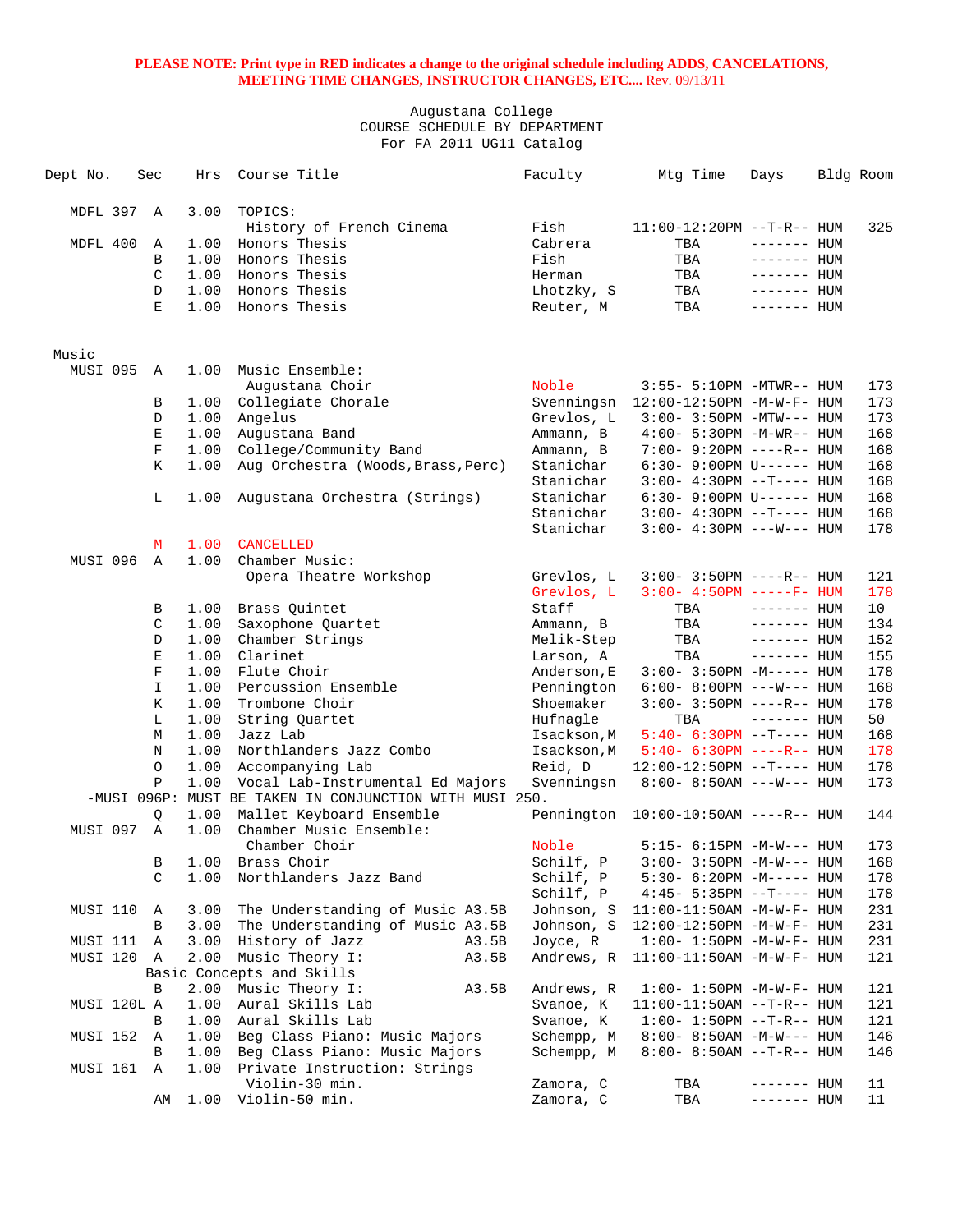**PLEASE NOTE: Print type in RED indicates a change to the original schedule including ADDS, CANCELATIONS, MEETING TIME CHANGES, INSTRUCTOR CHANGES, ETC....** Rev. 09/13/11

Augustana College
COURSE SCHEDULE BY DEPARTMENT
For FA 2011 UG11 Catalog

| Dept No. | Sec | Hrs | Course Title | Faculty | Mtg Time | Days | Bldg | Room |
|---|---|---|---|---|---|---|---|---|
| MDFL 397 | A | 3.00 | TOPICS: | | | | | |
| | | | History of French Cinema | Fish | 11:00-12:20PM | --T-R-- | HUM | 325 |
| MDFL 400 | A | 1.00 | Honors Thesis | Cabrera | TBA | ------- | HUM | |
| | B | 1.00 | Honors Thesis | Fish | TBA | ------- | HUM | |
| | C | 1.00 | Honors Thesis | Herman | TBA | ------- | HUM | |
| | D | 1.00 | Honors Thesis | Lhotzky, S | TBA | ------- | HUM | |
| | E | 1.00 | Honors Thesis | Reuter, M | TBA | ------- | HUM | |
| Music | | | | | | | | |
| MUSI 095 | A | 1.00 | Music Ensemble: | | | | | |
| | | | Augustana Choir | Noble | 3:55- 5:10PM | -MTWR-- | HUM | 173 |
| | B | 1.00 | Collegiate Chorale | Svenningsn | 12:00-12:50PM | -M-W-F- | HUM | 173 |
| | D | 1.00 | Angelus | Grevlos, L | 3:00- 3:50PM | -MTW--- | HUM | 173 |
| | E | 1.00 | Augustana Band | Ammann, B | 4:00- 5:30PM | -M-WR-- | HUM | 168 |
| | F | 1.00 | College/Community Band | Ammann, B | 7:00- 9:20PM | ----R-- | HUM | 168 |
| | K | 1.00 | Aug Orchestra (Woods,Brass,Perc) | Stanichar | 6:30- 9:00PM | U------ | HUM | 168 |
| | | | | Stanichar | 3:00- 4:30PM | --T---- | HUM | 168 |
| | L | 1.00 | Augustana Orchestra (Strings) | Stanichar | 6:30- 9:00PM | U------ | HUM | 168 |
| | | | | Stanichar | 3:00- 4:30PM | --T---- | HUM | 168 |
| | | | | Stanichar | 3:00- 4:30PM | ---W--- | HUM | 178 |
| | M | 1.00 | CANCELLED | | | | | |
| MUSI 096 | A | 1.00 | Chamber Music: | | | | | |
| | | | Opera Theatre Workshop | Grevlos, L | 3:00- 3:50PM | ----R-- | HUM | 121 |
| | | | | Grevlos, L | 3:00- 4:50PM | -----F- | HUM | 178 |
| | B | 1.00 | Brass Quintet | Staff | TBA | ------- | HUM | 10 |
| | C | 1.00 | Saxophone Quartet | Ammann, B | TBA | ------- | HUM | 134 |
| | D | 1.00 | Chamber Strings | Melik-Step | TBA | ------- | HUM | 152 |
| | E | 1.00 | Clarinet | Larson, A | TBA | ------- | HUM | 155 |
| | F | 1.00 | Flute Choir | Anderson,E | 3:00- 3:50PM | -M----- | HUM | 178 |
| | I | 1.00 | Percussion Ensemble | Pennington | 6:00- 8:00PM | ---W--- | HUM | 168 |
| | K | 1.00 | Trombone Choir | Shoemaker | 3:00- 3:50PM | ----R-- | HUM | 178 |
| | L | 1.00 | String Quartet | Hufnagle | TBA | ------- | HUM | 50 |
| | M | 1.00 | Jazz Lab | Isackson,M | 5:40- 6:30PM | --T---- | HUM | 168 |
| | N | 1.00 | Northlanders Jazz Combo | Isackson,M | 5:40- 6:30PM | ----R-- | HUM | 178 |
| | O | 1.00 | Accompanying Lab | Reid, D | 12:00-12:50PM | --T---- | HUM | 178 |
| | P | 1.00 | Vocal Lab-Instrumental Ed Majors | Svenningsn | 8:00- 8:50AM | ---W--- | HUM | 173 |
| -MUSI 096P: MUST BE TAKEN IN CONJUNCTION WITH MUSI 250. | | | | | | | | |
| | Q | 1.00 | Mallet Keyboard Ensemble | Pennington | 10:00-10:50AM | ----R-- | HUM | 144 |
| MUSI 097 | A | 1.00 | Chamber Music Ensemble: | | | | | |
| | | | Chamber Choir | Noble | 5:15- 6:15PM | -M-W--- | HUM | 173 |
| | B | 1.00 | Brass Choir | Schilf, P | 3:00- 3:50PM | -M-W--- | HUM | 168 |
| | C | 1.00 | Northlanders Jazz Band | Schilf, P | 5:30- 6:20PM | -M----- | HUM | 178 |
| | | | | Schilf, P | 4:45- 5:35PM | --T---- | HUM | 178 |
| MUSI 110 | A | 3.00 | The Understanding of Music A3.5B | Johnson, S | 11:00-11:50AM | -M-W-F- | HUM | 231 |
| | B | 3.00 | The Understanding of Music A3.5B | Johnson, S | 12:00-12:50PM | -M-W-F- | HUM | 231 |
| MUSI 111 | A | 3.00 | History of Jazz A3.5B | Joyce, R | 1:00- 1:50PM | -M-W-F- | HUM | 231 |
| MUSI 120 | A | 2.00 | Music Theory I: A3.5B | Andrews, R | 11:00-11:50AM | -M-W-F- | HUM | 121 |
| | | | Basic Concepts and Skills | | | | | |
| | B | 2.00 | Music Theory I: A3.5B | Andrews, R | 1:00- 1:50PM | -M-W-F- | HUM | 121 |
| MUSI 120L | A | 1.00 | Aural Skills Lab | Svanoe, K | 11:00-11:50AM | --T-R-- | HUM | 121 |
| | B | 1.00 | Aural Skills Lab | Svanoe, K | 1:00- 1:50PM | --T-R-- | HUM | 121 |
| MUSI 152 | A | 1.00 | Beg Class Piano: Music Majors | Schempp, M | 8:00- 8:50AM | -M-W--- | HUM | 146 |
| | B | 1.00 | Beg Class Piano: Music Majors | Schempp, M | 8:00- 8:50AM | --T-R-- | HUM | 146 |
| MUSI 161 | A | 1.00 | Private Instruction: Strings | | | | | |
| | | | Violin-30 min. | Zamora, C | TBA | ------- | HUM | 11 |
| | AM | 1.00 | Violin-50 min. | Zamora, C | TBA | ------- | HUM | 11 |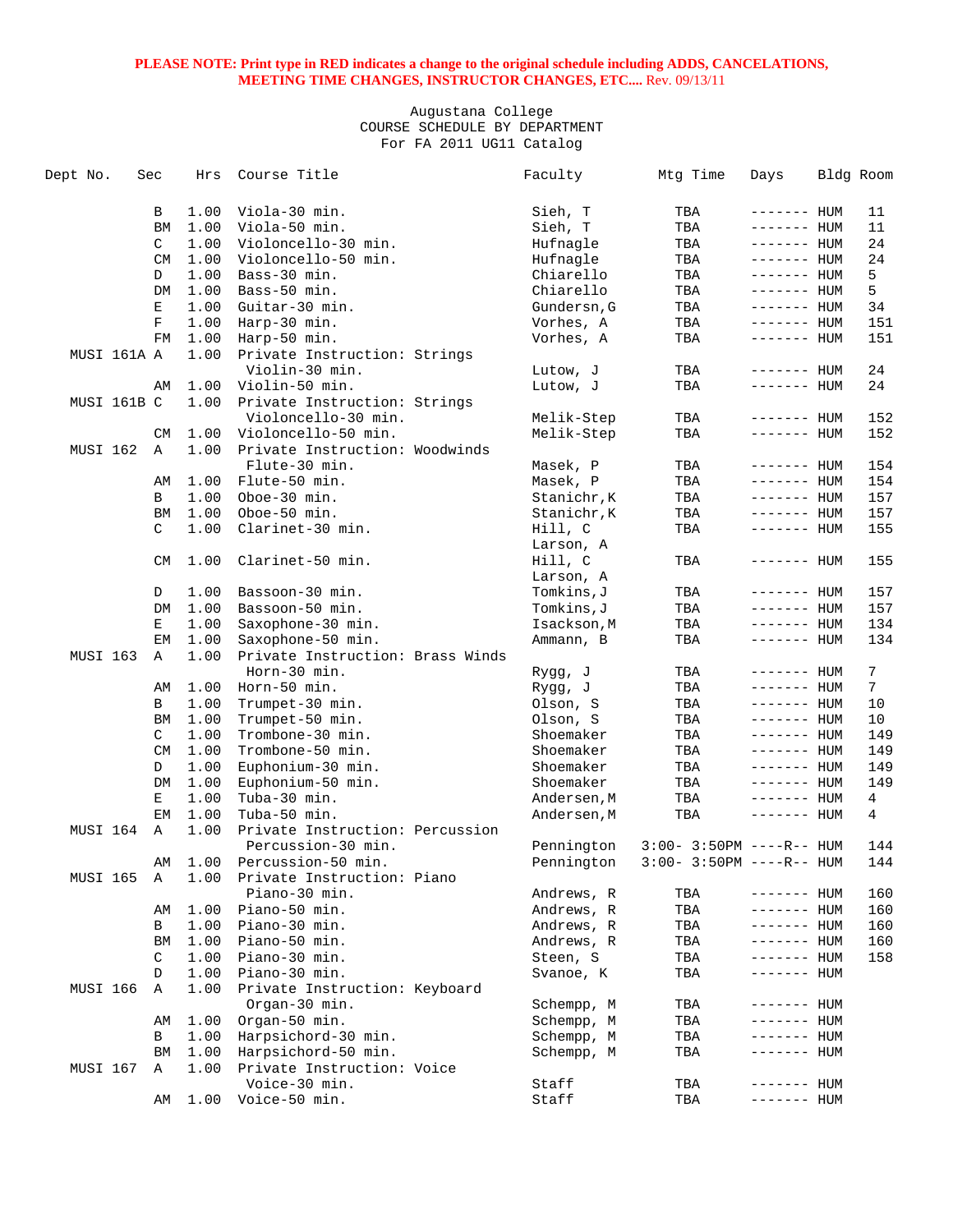**PLEASE NOTE: Print type in RED indicates a change to the original schedule including ADDS, CANCELATIONS, MEETING TIME CHANGES, INSTRUCTOR CHANGES, ETC....** Rev. 09/13/11

Augustana College
COURSE SCHEDULE BY DEPARTMENT
For FA 2011 UG11 Catalog

| Dept No. | Sec | Hrs | Course Title | Faculty | Mtg Time | Days | Bldg | Room |
|---|---|---|---|---|---|---|---|---|
| | B | 1.00 | Viola-30 min. | Sieh, T | TBA | ------- | HUM | 11 |
| | BM | 1.00 | Viola-50 min. | Sieh, T | TBA | ------- | HUM | 11 |
| | C | 1.00 | Violoncello-30 min. | Hufnagle | TBA | ------- | HUM | 24 |
| | CM | 1.00 | Violoncello-50 min. | Hufnagle | TBA | ------- | HUM | 24 |
| | D | 1.00 | Bass-30 min. | Chiarello | TBA | ------- | HUM | 5 |
| | DM | 1.00 | Bass-50 min. | Chiarello | TBA | ------- | HUM | 5 |
| | E | 1.00 | Guitar-30 min. | Gundersn,G | TBA | ------- | HUM | 34 |
| | F | 1.00 | Harp-30 min. | Vorhes, A | TBA | ------- | HUM | 151 |
| | FM | 1.00 | Harp-50 min. | Vorhes, A | TBA | ------- | HUM | 151 |
| MUSI 161A | A | 1.00 | Private Instruction: Strings Violin-30 min. | Lutow, J | TBA | ------- | HUM | 24 |
| | AM | 1.00 | Violin-50 min. | Lutow, J | TBA | ------- | HUM | 24 |
| MUSI 161B | C | 1.00 | Private Instruction: Strings Violoncello-30 min. | Melik-Step | TBA | ------- | HUM | 152 |
| | CM | 1.00 | Violoncello-50 min. | Melik-Step | TBA | ------- | HUM | 152 |
| MUSI 162 | A | 1.00 | Private Instruction: Woodwinds Flute-30 min. | Masek, P | TBA | ------- | HUM | 154 |
| | AM | 1.00 | Flute-50 min. | Masek, P | TBA | ------- | HUM | 154 |
| | B | 1.00 | Oboe-30 min. | Stanichr,K | TBA | ------- | HUM | 157 |
| | BM | 1.00 | Oboe-50 min. | Stanichr,K | TBA | ------- | HUM | 157 |
| | C | 1.00 | Clarinet-30 min. | Hill, C<br>Larson, A | TBA | ------- | HUM | 155 |
| | CM | 1.00 | Clarinet-50 min. | Hill, C<br>Larson, A | TBA | ------- | HUM | 155 |
| | D | 1.00 | Bassoon-30 min. | Tomkins,J | TBA | ------- | HUM | 157 |
| | DM | 1.00 | Bassoon-50 min. | Tomkins,J | TBA | ------- | HUM | 157 |
| | E | 1.00 | Saxophone-30 min. | Isackson,M | TBA | ------- | HUM | 134 |
| | EM | 1.00 | Saxophone-50 min. | Ammann, B | TBA | ------- | HUM | 134 |
| MUSI 163 | A | 1.00 | Private Instruction: Brass Winds Horn-30 min. | Rygg, J | TBA | ------- | HUM | 7 |
| | AM | 1.00 | Horn-50 min. | Rygg, J | TBA | ------- | HUM | 7 |
| | B | 1.00 | Trumpet-30 min. | Olson, S | TBA | ------- | HUM | 10 |
| | BM | 1.00 | Trumpet-50 min. | Olson, S | TBA | ------- | HUM | 10 |
| | C | 1.00 | Trombone-30 min. | Shoemaker | TBA | ------- | HUM | 149 |
| | CM | 1.00 | Trombone-50 min. | Shoemaker | TBA | ------- | HUM | 149 |
| | D | 1.00 | Euphonium-30 min. | Shoemaker | TBA | ------- | HUM | 149 |
| | DM | 1.00 | Euphonium-50 min. | Shoemaker | TBA | ------- | HUM | 149 |
| | E | 1.00 | Tuba-30 min. | Andersen,M | TBA | ------- | HUM | 4 |
| | EM | 1.00 | Tuba-50 min. | Andersen,M | TBA | ------- | HUM | 4 |
| MUSI 164 | A | 1.00 | Private Instruction: Percussion Percussion-30 min. | Pennington | 3:00- 3:50PM | ----R-- | HUM | 144 |
| | AM | 1.00 | Percussion-50 min. | Pennington | 3:00- 3:50PM | ----R-- | HUM | 144 |
| MUSI 165 | A | 1.00 | Private Instruction: Piano Piano-30 min. | Andrews, R | TBA | ------- | HUM | 160 |
| | AM | 1.00 | Piano-50 min. | Andrews, R | TBA | ------- | HUM | 160 |
| | B | 1.00 | Piano-30 min. | Andrews, R | TBA | ------- | HUM | 160 |
| | BM | 1.00 | Piano-50 min. | Andrews, R | TBA | ------- | HUM | 160 |
| | C | 1.00 | Piano-30 min. | Steen, S | TBA | ------- | HUM | 158 |
| | D | 1.00 | Piano-30 min. | Svanoe, K | TBA | ------- | HUM | |
| MUSI 166 | A | 1.00 | Private Instruction: Keyboard Organ-30 min. | Schempp, M | TBA | ------- | HUM | |
| | AM | 1.00 | Organ-50 min. | Schempp, M | TBA | ------- | HUM | |
| | B | 1.00 | Harpsichord-30 min. | Schempp, M | TBA | ------- | HUM | |
| | BM | 1.00 | Harpsichord-50 min. | Schempp, M | TBA | ------- | HUM | |
| MUSI 167 | A | 1.00 | Private Instruction: Voice Voice-30 min. | Staff | TBA | ------- | HUM | |
| | AM | 1.00 | Voice-50 min. | Staff | TBA | ------- | HUM | |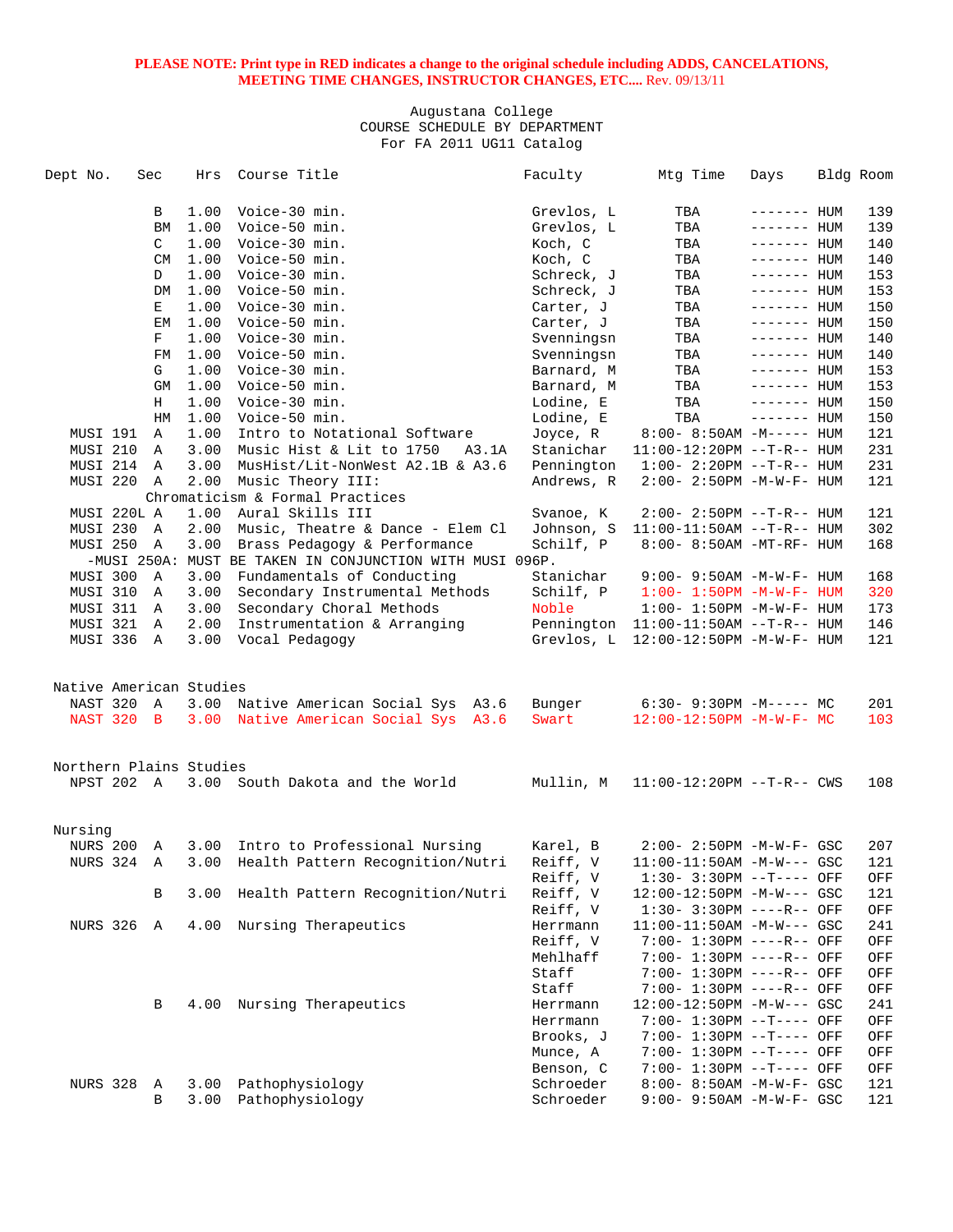**PLEASE NOTE: Print type in RED indicates a change to the original schedule including ADDS, CANCELATIONS, MEETING TIME CHANGES, INSTRUCTOR CHANGES, ETC....** Rev. 09/13/11

Augustana College
COURSE SCHEDULE BY DEPARTMENT
For FA 2011 UG11 Catalog

| Dept No. | Sec | Hrs | Course Title | Faculty | Mtg Time | Days | Bldg | Room |
|---|---|---|---|---|---|---|---|---|
| | B | 1.00 | Voice-30 min. | Grevlos, L | TBA | ------- | HUM | 139 |
| | BM | 1.00 | Voice-50 min. | Grevlos, L | TBA | ------- | HUM | 139 |
| | C | 1.00 | Voice-30 min. | Koch, C | TBA | ------- | HUM | 140 |
| | CM | 1.00 | Voice-50 min. | Koch, C | TBA | ------- | HUM | 140 |
| | D | 1.00 | Voice-30 min. | Schreck, J | TBA | ------- | HUM | 153 |
| | DM | 1.00 | Voice-50 min. | Schreck, J | TBA | ------- | HUM | 153 |
| | E | 1.00 | Voice-30 min. | Carter, J | TBA | ------- | HUM | 150 |
| | EM | 1.00 | Voice-50 min. | Carter, J | TBA | ------- | HUM | 150 |
| | F | 1.00 | Voice-30 min. | Svenningsn | TBA | ------- | HUM | 140 |
| | FM | 1.00 | Voice-50 min. | Svenningsn | TBA | ------- | HUM | 140 |
| | G | 1.00 | Voice-30 min. | Barnard, M | TBA | ------- | HUM | 153 |
| | GM | 1.00 | Voice-50 min. | Barnard, M | TBA | ------- | HUM | 153 |
| | H | 1.00 | Voice-30 min. | Lodine, E | TBA | ------- | HUM | 150 |
| | HM | 1.00 | Voice-50 min. | Lodine, E | TBA | ------- | HUM | 150 |
| MUSI 191 | A | 1.00 | Intro to Notational Software | Joyce, R | 8:00- 8:50AM | -M----- | HUM | 121 |
| MUSI 210 | A | 3.00 | Music Hist & Lit to 1750 A3.1A | Stanichar | 11:00-12:20PM | --T-R-- | HUM | 231 |
| MUSI 214 | A | 3.00 | MusHist/Lit-NonWest A2.1B & A3.6 | Pennington | 1:00- 2:20PM | --T-R-- | HUM | 231 |
| MUSI 220 | A | 2.00 | Music Theory III: Chromaticism & Formal Practices | Andrews, R | 2:00- 2:50PM | -M-W-F- | HUM | 121 |
| MUSI 220L | A | 1.00 | Aural Skills III | Svanoe, K | 2:00- 2:50PM | --T-R-- | HUM | 121 |
| MUSI 230 | A | 2.00 | Music, Theatre & Dance - Elem Cl | Johnson, S | 11:00-11:50AM | --T-R-- | HUM | 302 |
| MUSI 250 | A | 3.00 | Brass Pedagogy & Performance | Schilf, P | 8:00- 8:50AM | -MT-RF- | HUM | 168 |
| -MUSI 250A: MUST BE TAKEN IN CONJUNCTION WITH MUSI 096P. | | | | | | | | |
| MUSI 300 | A | 3.00 | Fundamentals of Conducting | Stanichar | 9:00- 9:50AM | -M-W-F- | HUM | 168 |
| MUSI 310 | A | 3.00 | Secondary Instrumental Methods | Schilf, P | 1:00- 1:50PM | -M-W-F- | HUM | 320 |
| MUSI 311 | A | 3.00 | Secondary Choral Methods | Noble | 1:00- 1:50PM | -M-W-F- | HUM | 173 |
| MUSI 321 | A | 2.00 | Instrumentation & Arranging | Pennington | 11:00-11:50AM | --T-R-- | HUM | 146 |
| MUSI 336 | A | 3.00 | Vocal Pedagogy | Grevlos, L | 12:00-12:50PM | -M-W-F- | HUM | 121 |

## Native American Studies

| Dept No. | Sec | Hrs | Course Title | Faculty | Mtg Time | Days | Bldg | Room |
|---|---|---|---|---|---|---|---|---|
| NAST 320 | A | 3.00 | Native American Social Sys A3.6 | Bunger | 6:30- 9:30PM | -M----- | MC | 201 |
| NAST 320 | B | 3.00 | Native American Social Sys A3.6 | Swart | 12:00-12:50PM | -M-W-F- | MC | 103 |

## Northern Plains Studies

| Dept No. | Sec | Hrs | Course Title | Faculty | Mtg Time | Days | Bldg | Room |
|---|---|---|---|---|---|---|---|---|
| NPST 202 | A | 3.00 | South Dakota and the World | Mullin, M | 11:00-12:20PM | --T-R-- | CWS | 108 |

## Nursing

| Dept No. | Sec | Hrs | Course Title | Faculty | Mtg Time | Days | Bldg | Room |
|---|---|---|---|---|---|---|---|---|
| NURS 200 | A | 3.00 | Intro to Professional Nursing | Karel, B | 2:00- 2:50PM | -M-W-F- | GSC | 207 |
| NURS 324 | A | 3.00 | Health Pattern Recognition/Nutri | Reiff, V | 11:00-11:50AM | -M-W--- | GSC | 121 |
| | | | | Reiff, V | 1:30- 3:30PM | --T---- | OFF | OFF |
| | B | 3.00 | Health Pattern Recognition/Nutri | Reiff, V | 12:00-12:50PM | -M-W--- | GSC | 121 |
| | | | | Reiff, V | 1:30- 3:30PM | ----R-- | OFF | OFF |
| NURS 326 | A | 4.00 | Nursing Therapeutics | Herrmann | 11:00-11:50AM | -M-W--- | GSC | 241 |
| | | | | Reiff, V | 7:00- 1:30PM | ----R-- | OFF | OFF |
| | | | | Mehlhaff | 7:00- 1:30PM | ----R-- | OFF | OFF |
| | | | | Staff | 7:00- 1:30PM | ----R-- | OFF | OFF |
| | | | | Staff | 7:00- 1:30PM | ----R-- | OFF | OFF |
| | B | 4.00 | Nursing Therapeutics | Herrmann | 12:00-12:50PM | -M-W--- | GSC | 241 |
| | | | | Herrmann | 7:00- 1:30PM | --T---- | OFF | OFF |
| | | | | Brooks, J | 7:00- 1:30PM | --T---- | OFF | OFF |
| | | | | Munce, A | 7:00- 1:30PM | --T---- | OFF | OFF |
| | | | | Benson, C | 7:00- 1:30PM | --T---- | OFF | OFF |
| NURS 328 | A | 3.00 | Pathophysiology | Schroeder | 8:00- 8:50AM | -M-W-F- | GSC | 121 |
| | B | 3.00 | Pathophysiology | Schroeder | 9:00- 9:50AM | -M-W-F- | GSC | 121 |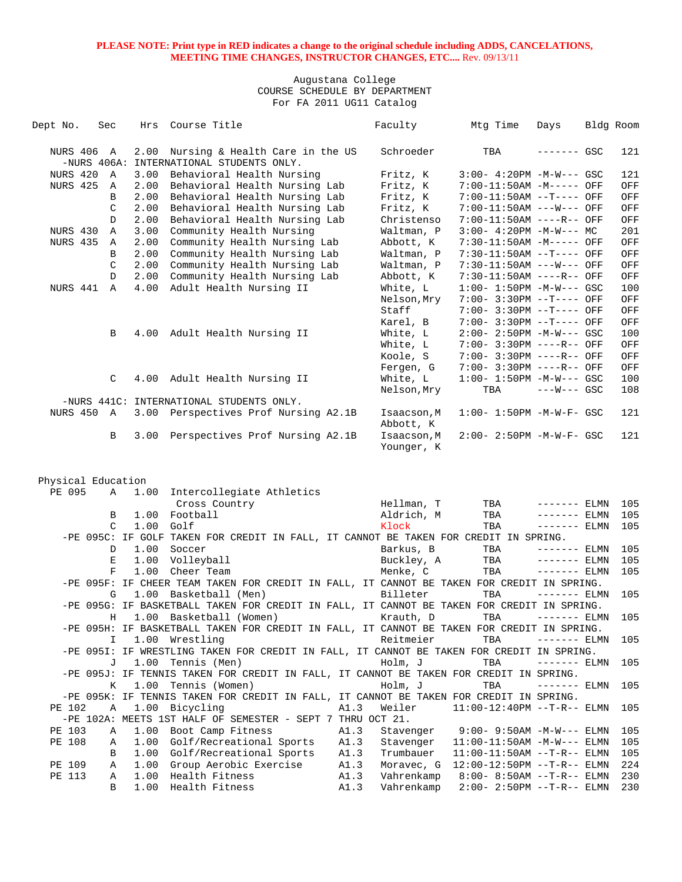**PLEASE NOTE: Print type in RED indicates a change to the original schedule including ADDS, CANCELATIONS, MEETING TIME CHANGES, INSTRUCTOR CHANGES, ETC....** Rev. 09/13/11

Augustana College
COURSE SCHEDULE BY DEPARTMENT
For FA 2011 UG11 Catalog

| Dept No. | Sec | Hrs | Course Title | | Faculty | Mtg Time | Days | Bldg | Room |
|---|---|---|---|---|---|---|---|---|---|
| NURS 406 | A | 2.00 | Nursing & Health Care in the US | | Schroeder | TBA | ------- | GSC | 121 |
| -NURS 406A: INTERNATIONAL STUDENTS ONLY. | | | | | | | | | |
| NURS 420 | A | 3.00 | Behavioral Health Nursing | | Fritz, K | 3:00- 4:20PM | -M-W--- | GSC | 121 |
| NURS 425 | A | 2.00 | Behavioral Health Nursing Lab | | Fritz, K | 7:00-11:50AM | -M----- | OFF | OFF |
| | B | 2.00 | Behavioral Health Nursing Lab | | Fritz, K | 7:00-11:50AM | --T---- | OFF | OFF |
| | C | 2.00 | Behavioral Health Nursing Lab | | Fritz, K | 7:00-11:50AM | ---W--- | OFF | OFF |
| | D | 2.00 | Behavioral Health Nursing Lab | | Christenso | 7:00-11:50AM | ----R-- | OFF | OFF |
| NURS 430 | A | 3.00 | Community Health Nursing | | Waltman, P | 3:00- 4:20PM | -M-W--- | MC | 201 |
| NURS 435 | A | 2.00 | Community Health Nursing Lab | | Abbott, K | 7:30-11:50AM | -M----- | OFF | OFF |
| | B | 2.00 | Community Health Nursing Lab | | Waltman, P | 7:30-11:50AM | --T---- | OFF | OFF |
| | C | 2.00 | Community Health Nursing Lab | | Waltman, P | 7:30-11:50AM | ---W--- | OFF | OFF |
| | D | 2.00 | Community Health Nursing Lab | | Abbott, K | 7:30-11:50AM | ----R-- | OFF | OFF |
| NURS 441 | A | 4.00 | Adult Health Nursing II | | White, L | 1:00- 1:50PM | -M-W--- | GSC | 100 |
| | | | | | Nelson,Mry | 7:00- 3:30PM | --T---- | OFF | OFF |
| | | | | | Staff | 7:00- 3:30PM | --T---- | OFF | OFF |
| | | | | | Karel, B | 7:00- 3:30PM | --T---- | OFF | OFF |
| | B | 4.00 | Adult Health Nursing II | | White, L | 2:00- 2:50PM | -M-W--- | GSC | 100 |
| | | | | | White, L | 7:00- 3:30PM | ----R-- | OFF | OFF |
| | | | | | Koole, S | 7:00- 3:30PM | ----R-- | OFF | OFF |
| | | | | | Fergen, G | 7:00- 3:30PM | ----R-- | OFF | OFF |
| | C | 4.00 | Adult Health Nursing II | | White, L | 1:00- 1:50PM | -M-W--- | GSC | 100 |
| | | | | | Nelson,Mry | TBA | ---W--- | GSC | 108 |
| -NURS 441C: INTERNATIONAL STUDENTS ONLY. | | | | | | | | | |
| NURS 450 | A | 3.00 | Perspectives Prof Nursing A2.1B | | Isaacson,M<br>Abbott, K | 1:00- 1:50PM | -M-W-F- | GSC | 121 |
| | B | 3.00 | Perspectives Prof Nursing A2.1B | | Isaacson,M<br>Younger, K | 2:00- 2:50PM | -M-W-F- | GSC | 121 |

## Physical Education

| Dept No. | Sec | Hrs | Course Title | | Faculty | Mtg Time | Days | Bldg | Room |
|---|---|---|---|---|---|---|---|---|---|
| PE 095 | A | 1.00 | Intercollegiate Athletics<br>Cross Country | | Hellman, T | TBA | ------- | ELMN | 105 |
| | B | 1.00 | Football | | Aldrich, M | TBA | ------- | ELMN | 105 |
| | C | 1.00 | Golf | | Klock | TBA | ------- | ELMN | 105 |
| -PE 095C: IF GOLF TAKEN FOR CREDIT IN FALL, IT CANNOT BE TAKEN FOR CREDIT IN SPRING. | | | | | | | | | |
| | D | 1.00 | Soccer | | Barkus, B | TBA | ------- | ELMN | 105 |
| | E | 1.00 | Volleyball | | Buckley, A | TBA | ------- | ELMN | 105 |
| | F | 1.00 | Cheer Team | | Menke, C | TBA | ------- | ELMN | 105 |
| -PE 095F: IF CHEER TEAM TAKEN FOR CREDIT IN FALL, IT CANNOT BE TAKEN FOR CREDIT IN SPRING. | | | | | | | | | |
| | G | 1.00 | Basketball (Men) | | Billeter | TBA | ------- | ELMN | 105 |
| -PE 095G: IF BASKETBALL TAKEN FOR CREDIT IN FALL, IT CANNOT BE TAKEN FOR CREDIT IN SPRING. | | | | | | | | | |
| | H | 1.00 | Basketball (Women) | | Krauth, D | TBA | ------- | ELMN | 105 |
| -PE 095H: IF BASKETBALL TAKEN FOR CREDIT IN FALL, IT CANNOT BE TAKEN FOR CREDIT IN SPRING. | | | | | | | | | |
| | I | 1.00 | Wrestling | | Reitmeier | TBA | ------- | ELMN | 105 |
| -PE 095I: IF WRESTLING TAKEN FOR CREDIT IN FALL, IT CANNOT BE TAKEN FOR CREDIT IN SPRING. | | | | | | | | | |
| | J | 1.00 | Tennis (Men) | | Holm, J | TBA | ------- | ELMN | 105 |
| -PE 095J: IF TENNIS TAKEN FOR CREDIT IN FALL, IT CANNOT BE TAKEN FOR CREDIT IN SPRING. | | | | | | | | | |
| | K | 1.00 | Tennis (Women) | | Holm, J | TBA | ------- | ELMN | 105 |
| -PE 095K: IF TENNIS TAKEN FOR CREDIT IN FALL, IT CANNOT BE TAKEN FOR CREDIT IN SPRING. | | | | | | | | | |
| PE 102 | A | 1.00 | Bicycling | A1.3 | Weiler | 11:00-12:40PM | --T-R-- | ELMN | 105 |
| -PE 102A: MEETS 1ST HALF OF SEMESTER - SEPT 7 THRU OCT 21. | | | | | | | | | |
| PE 103 | A | 1.00 | Boot Camp Fitness | A1.3 | Stavenger | 9:00- 9:50AM | -M-W--- | ELMN | 105 |
| PE 108 | A | 1.00 | Golf/Recreational Sports | A1.3 | Stavenger | 11:00-11:50AM | -M-W--- | ELMN | 105 |
| | B | 1.00 | Golf/Recreational Sports | A1.3 | Trumbauer | 11:00-11:50AM | --T-R-- | ELMN | 105 |
| PE 109 | A | 1.00 | Group Aerobic Exercise | A1.3 | Moravec, G | 12:00-12:50PM | --T-R-- | ELMN | 224 |
| PE 113 | A | 1.00 | Health Fitness | A1.3 | Vahrenkamp | 8:00- 8:50AM | --T-R-- | ELMN | 230 |
| | B | 1.00 | Health Fitness | A1.3 | Vahrenkamp | 2:00- 2:50PM | --T-R-- | ELMN | 230 |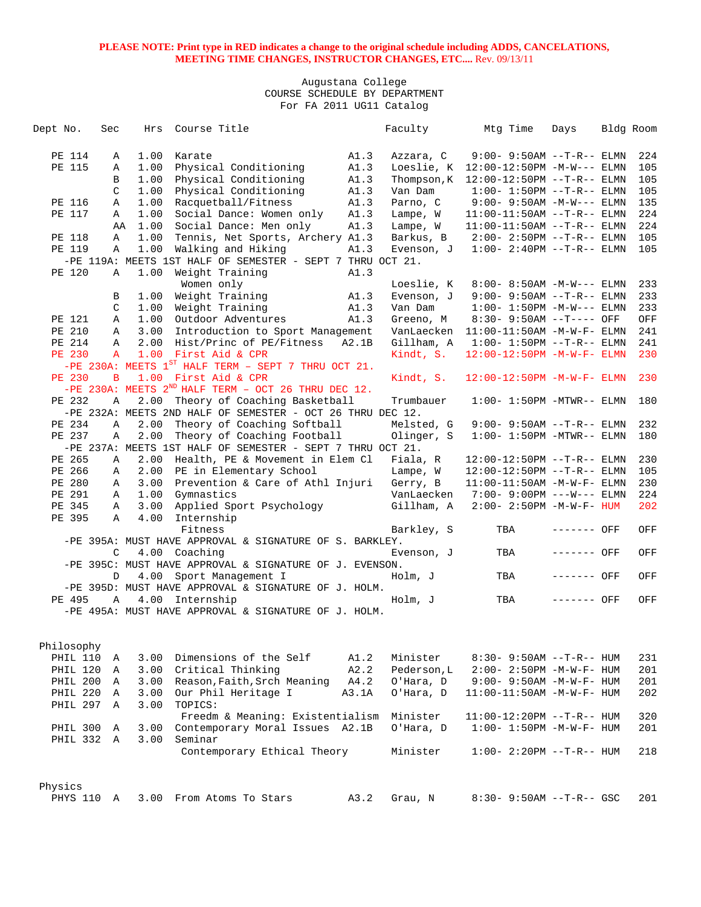**PLEASE NOTE: Print type in RED indicates a change to the original schedule including ADDS, CANCELATIONS, MEETING TIME CHANGES, INSTRUCTOR CHANGES, ETC....** Rev. 09/13/11

Augustana College
COURSE SCHEDULE BY DEPARTMENT
For FA 2011 UG11 Catalog

| Dept No. | Sec | Hrs | Course Title | | Faculty | Mtg Time | Days | Bldg | Room |
|---|---|---|---|---|---|---|---|---|---|
| PE 114 | A | 1.00 | Karate | A1.3 | Azzara, C | 9:00- 9:50AM | --T-R-- | ELMN | 224 |
| PE 115 | A | 1.00 | Physical Conditioning | A1.3 | Loeslie, K | 12:00-12:50PM | -M-W--- | ELMN | 105 |
| | B | 1.00 | Physical Conditioning | A1.3 | Thompson,K | 12:00-12:50PM | --T-R-- | ELMN | 105 |
| | C | 1.00 | Physical Conditioning | A1.3 | Van Dam | 1:00- 1:50PM | --T-R-- | ELMN | 105 |
| PE 116 | A | 1.00 | Racquetball/Fitness | A1.3 | Parno, C | 9:00- 9:50AM | -M-W--- | ELMN | 135 |
| PE 117 | A | 1.00 | Social Dance: Women only | A1.3 | Lampe, W | 11:00-11:50AM | --T-R-- | ELMN | 224 |
| | AA | 1.00 | Social Dance: Men only | A1.3 | Lampe, W | 11:00-11:50AM | --T-R-- | ELMN | 224 |
| PE 118 | A | 1.00 | Tennis, Net Sports, Archery | A1.3 | Barkus, B | 2:00- 2:50PM | --T-R-- | ELMN | 105 |
| PE 119 | A | 1.00 | Walking and Hiking | A1.3 | Evenson, J | 1:00- 2:40PM | --T-R-- | ELMN | 105 |
| -PE 119A: MEETS 1ST HALF OF SEMESTER - SEPT 7 THRU OCT 21. | | | | | | | | | |
| PE 120 | A | 1.00 | Weight Training | A1.3 | | | | | |
| | | | Women only | | Loeslie, K | 8:00- 8:50AM | -M-W--- | ELMN | 233 |
| | B | 1.00 | Weight Training | A1.3 | Evenson, J | 9:00- 9:50AM | --T-R-- | ELMN | 233 |
| | C | 1.00 | Weight Training | A1.3 | Van Dam | 1:00- 1:50PM | -M-W--- | ELMN | 233 |
| PE 121 | A | 1.00 | Outdoor Adventures | A1.3 | Greeno, M | 8:30- 9:50AM | --T---- | OFF | OFF |
| PE 210 | A | 3.00 | Introduction to Sport Management | | VanLaecken | 11:00-11:50AM | -M-W-F- | ELMN | 241 |
| PE 214 | A | 2.00 | Hist/Princ of PE/Fitness | A2.1B | Gillham, A | 1:00- 1:50PM | --T-R-- | ELMN | 241 |
| PE 230 | A | 1.00 | First Aid & CPR | | Kindt, S. | 12:00-12:50PM | -M-W-F- | ELMN | 230 |
| -PE 230A: MEETS 1ST HALF TERM – SEPT 7 THRU OCT 21. | | | | | | | | | |
| PE 230 | B | 1.00 | First Aid & CPR | | Kindt, S. | 12:00-12:50PM | -M-W-F- | ELMN | 230 |
| -PE 230A: MEETS 2ND HALF TERM – OCT 26 THRU DEC 12. | | | | | | | | | |
| PE 232 | A | 2.00 | Theory of Coaching Basketball | | Trumbauer | 1:00- 1:50PM | -MTWR-- | ELMN | 180 |
| -PE 232A: MEETS 2ND HALF OF SEMESTER - OCT 26 THRU DEC 12. | | | | | | | | | |
| PE 234 | A | 2.00 | Theory of Coaching Softball | | Melsted, G | 9:00- 9:50AM | --T-R-- | ELMN | 232 |
| PE 237 | A | 2.00 | Theory of Coaching Football | | Olinger, S | 1:00- 1:50PM | -MTWR-- | ELMN | 180 |
| -PE 237A: MEETS 1ST HALF OF SEMESTER - SEPT 7 THRU OCT 21. | | | | | | | | | |
| PE 265 | A | 2.00 | Health, PE & Movement in Elem Cl | | Fiala, R | 12:00-12:50PM | --T-R-- | ELMN | 230 |
| PE 266 | A | 2.00 | PE in Elementary School | | Lampe, W | 12:00-12:50PM | --T-R-- | ELMN | 105 |
| PE 280 | A | 3.00 | Prevention & Care of Athl Injuri | | Gerry, B | 11:00-11:50AM | -M-W-F- | ELMN | 230 |
| PE 291 | A | 1.00 | Gymnastics | | VanLaecken | 7:00- 9:00PM | ---W--- | ELMN | 224 |
| PE 345 | A | 3.00 | Applied Sport Psychology | | Gillham, A | 2:00- 2:50PM | -M-W-F- | HUM | 202 |
| PE 395 | A | 4.00 | Internship | | | | | | |
| | | | Fitness | | Barkley, S | TBA | ------- | OFF | OFF |
| -PE 395A: MUST HAVE APPROVAL & SIGNATURE OF S. BARKLEY. | | | | | | | | | |
| | C | 4.00 | Coaching | | Evenson, J | TBA | ------- | OFF | OFF |
| -PE 395C: MUST HAVE APPROVAL & SIGNATURE OF J. EVENSON. | | | | | | | | | |
| | D | 4.00 | Sport Management I | | Holm, J | TBA | ------- | OFF | OFF |
| -PE 395D: MUST HAVE APPROVAL & SIGNATURE OF J. HOLM. | | | | | | | | | |
| PE 495 | A | 4.00 | Internship | | Holm, J | TBA | ------- | OFF | OFF |
| -PE 495A: MUST HAVE APPROVAL & SIGNATURE OF J. HOLM. | | | | | | | | | |

## Philosophy

| Dept No. | Sec | Hrs | Course Title | | Faculty | Mtg Time | Days | Bldg | Room |
|---|---|---|---|---|---|---|---|---|---|
| PHIL 110 | A | 3.00 | Dimensions of the Self | A1.2 | Minister | 8:30- 9:50AM | --T-R-- | HUM | 231 |
| PHIL 120 | A | 3.00 | Critical Thinking | A2.2 | Pederson,L | 2:00- 2:50PM | -M-W-F- | HUM | 201 |
| PHIL 200 | A | 3.00 | Reason,Faith,Srch Meaning | A4.2 | O'Hara, D | 9:00- 9:50AM | -M-W-F- | HUM | 201 |
| PHIL 220 | A | 3.00 | Our Phil Heritage I | A3.1A | O'Hara, D | 11:00-11:50AM | -M-W-F- | HUM | 202 |
| PHIL 297 | A | 3.00 | TOPICS: | | | | | | |
| | | | Freedm & Meaning: Existentialism | | Minister | 11:00-12:20PM | --T-R-- | HUM | 320 |
| PHIL 300 | A | 3.00 | Contemporary Moral Issues | A2.1B | O'Hara, D | 1:00- 1:50PM | -M-W-F- | HUM | 201 |
| PHIL 332 | A | 3.00 | Seminar | | | | | | |
| | | | Contemporary Ethical Theory | | Minister | 1:00- 2:20PM | --T-R-- | HUM | 218 |

## Physics

| Dept No. | Sec | Hrs | Course Title | | Faculty | Mtg Time | Days | Bldg | Room |
|---|---|---|---|---|---|---|---|---|---|
| PHYS 110 | A | 3.00 | From Atoms To Stars | A3.2 | Grau, N | 8:30- 9:50AM | --T-R-- | GSC | 201 |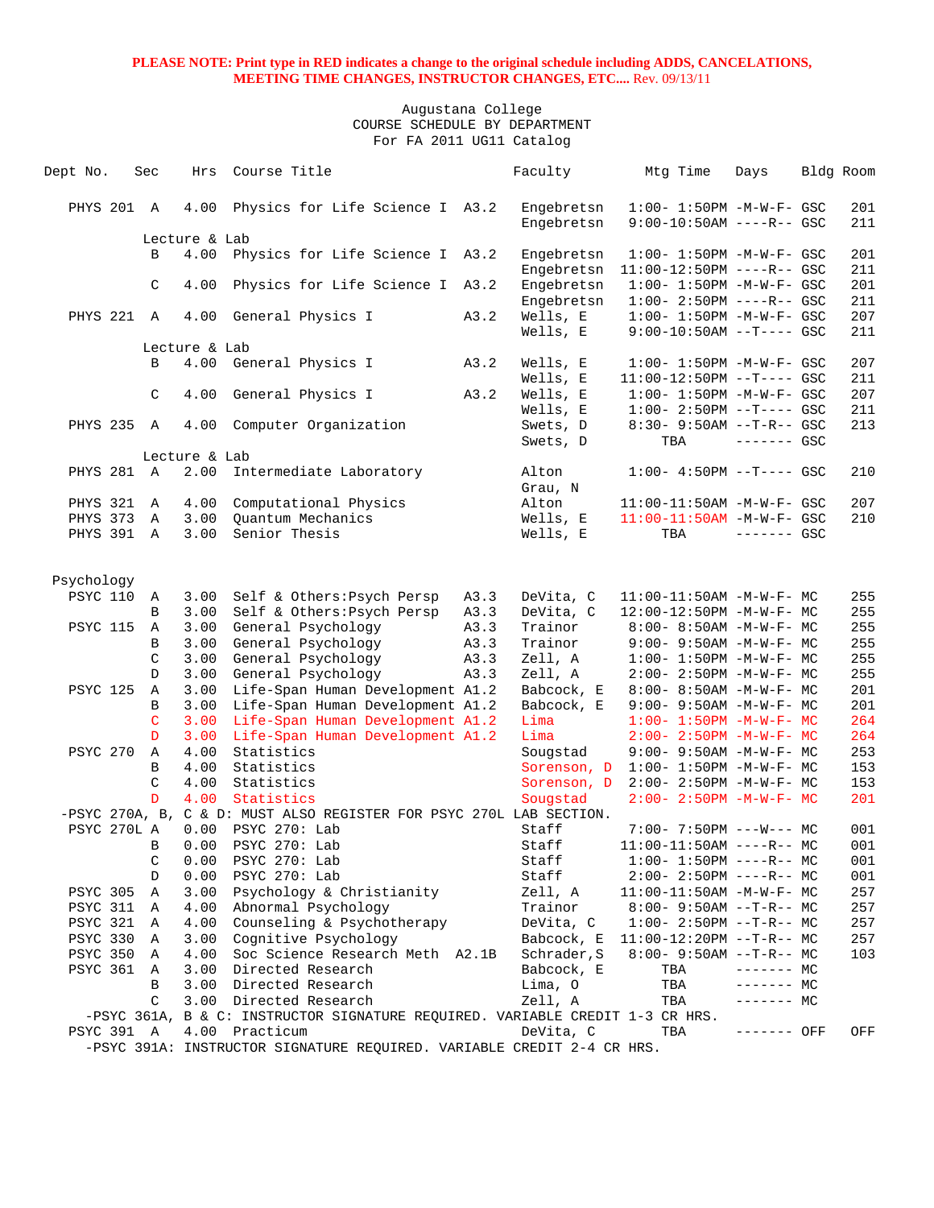**PLEASE NOTE: Print type in RED indicates a change to the original schedule including ADDS, CANCELATIONS, MEETING TIME CHANGES, INSTRUCTOR CHANGES, ETC....** Rev. 09/13/11

Augustana College
COURSE SCHEDULE BY DEPARTMENT
For FA 2011 UG11 Catalog

| Dept No. | Sec | Hrs | Course Title | | Faculty | Mtg Time | Days | Bldg | Room |
|---|---|---|---|---|---|---|---|---|---|
| PHYS 201 | A | 4.00 | Physics for Life Science I | A3.2 | Engebretsn | 1:00- 1:50PM | -M-W-F- | GSC | 201 |
| | | | | | Engebretsn | 9:00-10:50AM | ----R-- | GSC | 211 |
| | Lecture & Lab | | | | | | | | |
| | B | 4.00 | Physics for Life Science I | A3.2 | Engebretsn | 1:00- 1:50PM | -M-W-F- | GSC | 201 |
| | | | | | Engebretsn | 11:00-12:50PM | ----R-- | GSC | 211 |
| | C | 4.00 | Physics for Life Science I | A3.2 | Engebretsn | 1:00- 1:50PM | -M-W-F- | GSC | 201 |
| | | | | | Engebretsn | 1:00- 2:50PM | ----R-- | GSC | 211 |
| PHYS 221 | A | 4.00 | General Physics I | A3.2 | Wells, E | 1:00- 1:50PM | -M-W-F- | GSC | 207 |
| | | | | | Wells, E | 9:00-10:50AM | --T---- | GSC | 211 |
| | Lecture & Lab | | | | | | | | |
| | B | 4.00 | General Physics I | A3.2 | Wells, E | 1:00- 1:50PM | -M-W-F- | GSC | 207 |
| | | | | | Wells, E | 11:00-12:50PM | --T---- | GSC | 211 |
| | C | 4.00 | General Physics I | A3.2 | Wells, E | 1:00- 1:50PM | -M-W-F- | GSC | 207 |
| | | | | | Wells, E | 1:00- 2:50PM | --T---- | GSC | 211 |
| PHYS 235 | A | 4.00 | Computer Organization | | Swets, D | 8:30- 9:50AM | --T-R-- | GSC | 213 |
| | | | | | Swets, D | TBA | ------- | GSC | |
| | Lecture & Lab | | | | | | | | |
| PHYS 281 | A | 2.00 | Intermediate Laboratory | | Alton | 1:00- 4:50PM | --T---- | GSC | 210 |
| | | | | | Grau, N | | | | |
| PHYS 321 | A | 4.00 | Computational Physics | | Alton | 11:00-11:50AM | -M-W-F- | GSC | 207 |
| PHYS 373 | A | 3.00 | Quantum Mechanics | | Wells, E | 11:00-11:50AM | -M-W-F- | GSC | 210 |
| PHYS 391 | A | 3.00 | Senior Thesis | | Wells, E | TBA | ------- | GSC | |

Psychology

| Dept No. | Sec | Hrs | Course Title | | Faculty | Mtg Time | Days | Bldg | Room |
|---|---|---|---|---|---|---|---|---|---|
| PSYC 110 | A | 3.00 | Self & Others:Psych Persp | A3.3 | DeVita, C | 11:00-11:50AM | -M-W-F- | MC | 255 |
| | B | 3.00 | Self & Others:Psych Persp | A3.3 | DeVita, C | 12:00-12:50PM | -M-W-F- | MC | 255 |
| PSYC 115 | A | 3.00 | General Psychology | A3.3 | Trainor | 8:00- 8:50AM | -M-W-F- | MC | 255 |
| | B | 3.00 | General Psychology | A3.3 | Trainor | 9:00- 9:50AM | -M-W-F- | MC | 255 |
| | C | 3.00 | General Psychology | A3.3 | Zell, A | 1:00- 1:50PM | -M-W-F- | MC | 255 |
| | D | 3.00 | General Psychology | A3.3 | Zell, A | 2:00- 2:50PM | -M-W-F- | MC | 255 |
| PSYC 125 | A | 3.00 | Life-Span Human Development | A1.2 | Babcock, E | 8:00- 8:50AM | -M-W-F- | MC | 201 |
| | B | 3.00 | Life-Span Human Development | A1.2 | Babcock, E | 9:00- 9:50AM | -M-W-F- | MC | 201 |
| | C | 3.00 | Life-Span Human Development | A1.2 | Lima | 1:00- 1:50PM | -M-W-F- | MC | 264 |
| | D | 3.00 | Life-Span Human Development | A1.2 | Lima | 2:00- 2:50PM | -M-W-F- | MC | 264 |
| PSYC 270 | A | 4.00 | Statistics | | Sougstad | 9:00- 9:50AM | -M-W-F- | MC | 253 |
| | B | 4.00 | Statistics | | Sorenson, D | 1:00- 1:50PM | -M-W-F- | MC | 153 |
| | C | 4.00 | Statistics | | Sorenson, D | 2:00- 2:50PM | -M-W-F- | MC | 153 |
| | D | 4.00 | Statistics | | Sougstad | 2:00- 2:50PM | -M-W-F- | MC | 201 |
| -PSYC 270A, B, C & D: MUST ALSO REGISTER FOR PSYC 270L LAB SECTION. | | | | | | | | | |
| PSYC 270L | A | 0.00 | PSYC 270: Lab | | Staff | 7:00- 7:50PM | ---W--- | MC | 001 |
| | B | 0.00 | PSYC 270: Lab | | Staff | 11:00-11:50AM | ----R-- | MC | 001 |
| | C | 0.00 | PSYC 270: Lab | | Staff | 1:00- 1:50PM | ----R-- | MC | 001 |
| | D | 0.00 | PSYC 270: Lab | | Staff | 2:00- 2:50PM | ----R-- | MC | 001 |
| PSYC 305 | A | 3.00 | Psychology & Christianity | | Zell, A | 11:00-11:50AM | -M-W-F- | MC | 257 |
| PSYC 311 | A | 4.00 | Abnormal Psychology | | Trainor | 8:00- 9:50AM | --T-R-- | MC | 257 |
| PSYC 321 | A | 4.00 | Counseling & Psychotherapy | | DeVita, C | 1:00- 2:50PM | --T-R-- | MC | 257 |
| PSYC 330 | A | 3.00 | Cognitive Psychology | | Babcock, E | 11:00-12:20PM | --T-R-- | MC | 257 |
| PSYC 350 | A | 4.00 | Soc Science Research Meth | A2.1B | Schrader,S | 8:00- 9:50AM | --T-R-- | MC | 103 |
| PSYC 361 | A | 3.00 | Directed Research | | Babcock, E | TBA | ------- | MC | |
| | B | 3.00 | Directed Research | | Lima, O | TBA | ------- | MC | |
| | C | 3.00 | Directed Research | | Zell, A | TBA | ------- | MC | |
| -PSYC 361A, B & C: INSTRUCTOR SIGNATURE REQUIRED. VARIABLE CREDIT 1-3 CR HRS. | | | | | | | | | |
| PSYC 391 | A | 4.00 | Practicum | | DeVita, C | TBA | ------- | OFF | OFF |
| -PSYC 391A: INSTRUCTOR SIGNATURE REQUIRED. VARIABLE CREDIT 2-4 CR HRS. | | | | | | | | | |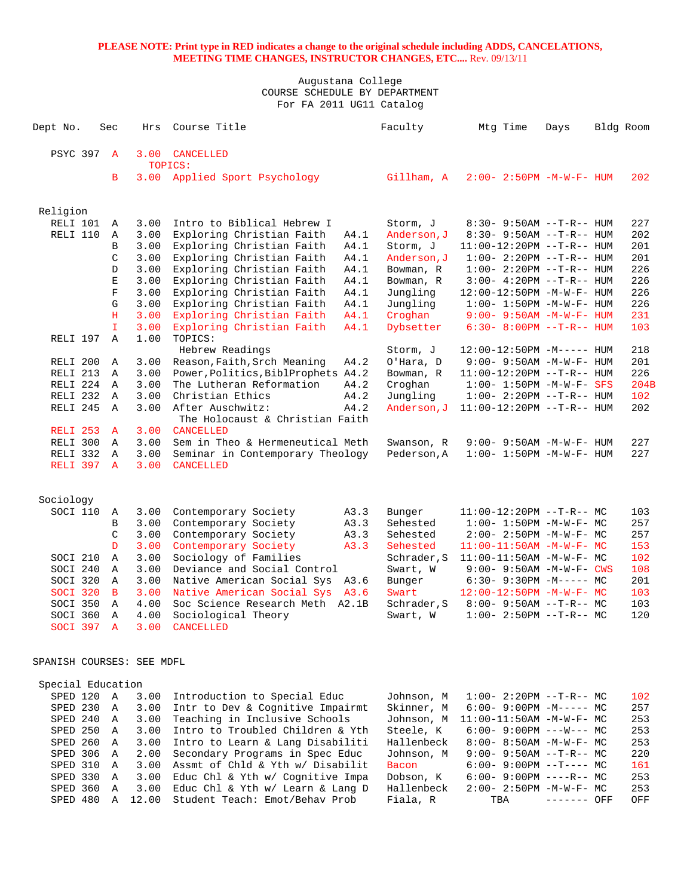**PLEASE NOTE: Print type in RED indicates a change to the original schedule including ADDS, CANCELATIONS, MEETING TIME CHANGES, INSTRUCTOR CHANGES, ETC....** Rev. 09/13/11

Augustana College
COURSE SCHEDULE BY DEPARTMENT
For FA 2011 UG11 Catalog

| Dept No. | Sec | Hrs | Course Title | | Faculty | Mtg Time | Days | Bldg | Room |
|---|---|---|---|---|---|---|---|---|---|
| PSYC 397 | A | 3.00 | CANCELLED | | | | | | |
| | | | TOPICS: | | | | | | |
| | B | 3.00 | Applied Sport Psychology | | Gillham, A | 2:00- 2:50PM | -M-W-F- | HUM | 202 |
| **Religion** | | | | | | | | | |
| RELI 101 | A | 3.00 | Intro to Biblical Hebrew I | | Storm, J | 8:30- 9:50AM | --T-R-- | HUM | 227 |
| RELI 110 | A | 3.00 | Exploring Christian Faith | A4.1 | Anderson,J | 8:30- 9:50AM | --T-R-- | HUM | 202 |
| | B | 3.00 | Exploring Christian Faith | A4.1 | Storm, J | 11:00-12:20PM | --T-R-- | HUM | 201 |
| | C | 3.00 | Exploring Christian Faith | A4.1 | Anderson,J | 1:00- 2:20PM | --T-R-- | HUM | 201 |
| | D | 3.00 | Exploring Christian Faith | A4.1 | Bowman, R | 1:00- 2:20PM | --T-R-- | HUM | 226 |
| | E | 3.00 | Exploring Christian Faith | A4.1 | Bowman, R | 3:00- 4:20PM | --T-R-- | HUM | 226 |
| | F | 3.00 | Exploring Christian Faith | A4.1 | Jungling | 12:00-12:50PM | -M-W-F- | HUM | 226 |
| | G | 3.00 | Exploring Christian Faith | A4.1 | Jungling | 1:00- 1:50PM | -M-W-F- | HUM | 226 |
| | H | 3.00 | Exploring Christian Faith | A4.1 | Croghan | 9:00- 9:50AM | -M-W-F- | HUM | 231 |
| | I | 3.00 | Exploring Christian Faith | A4.1 | Dybsetter | 6:30- 8:00PM | --T-R-- | HUM | 103 |
| RELI 197 | A | 1.00 | TOPICS: | | | | | | |
| | | | Hebrew Readings | | Storm, J | 12:00-12:50PM | -M----- | HUM | 218 |
| RELI 200 | A | 3.00 | Reason,Faith,Srch Meaning | A4.2 | O'Hara, D | 9:00- 9:50AM | -M-W-F- | HUM | 201 |
| RELI 213 | A | 3.00 | Power,Politics,BiblProphets | A4.2 | Bowman, R | 11:00-12:20PM | --T-R-- | HUM | 226 |
| RELI 224 | A | 3.00 | The Lutheran Reformation | A4.2 | Croghan | 1:00- 1:50PM | -M-W-F- | SFS | 204B |
| RELI 232 | A | 3.00 | Christian Ethics | A4.2 | Jungling | 1:00- 2:20PM | --T-R-- | HUM | 102 |
| RELI 245 | A | 3.00 | After Auschwitz: | A4.2 | Anderson,J | 11:00-12:20PM | --T-R-- | HUM | 202 |
| | | | The Holocaust & Christian Faith | | | | | | |
| RELI 253 | A | 3.00 | CANCELLED | | | | | | |
| RELI 300 | A | 3.00 | Sem in Theo & Hermeneutical Meth | | Swanson, R | 9:00- 9:50AM | -M-W-F- | HUM | 227 |
| RELI 332 | A | 3.00 | Seminar in Contemporary Theology | | Pederson,A | 1:00- 1:50PM | -M-W-F- | HUM | 227 |
| RELI 397 | A | 3.00 | CANCELLED | | | | | | |
| **Sociology** | | | | | | | | | |
| SOCI 110 | A | 3.00 | Contemporary Society | A3.3 | Bunger | 11:00-12:20PM | --T-R-- | MC | 103 |
| | B | 3.00 | Contemporary Society | A3.3 | Sehested | 1:00- 1:50PM | -M-W-F- | MC | 257 |
| | C | 3.00 | Contemporary Society | A3.3 | Sehested | 2:00- 2:50PM | -M-W-F- | MC | 257 |
| | D | 3.00 | Contemporary Society | A3.3 | Sehested | 11:00-11:50AM | -M-W-F- | MC | 153 |
| SOCI 210 | A | 3.00 | Sociology of Families | | Schrader,S | 11:00-11:50AM | -M-W-F- | MC | 102 |
| SOCI 240 | A | 3.00 | Deviance and Social Control | | Swart, W | 9:00- 9:50AM | -M-W-F- | CWS | 108 |
| SOCI 320 | A | 3.00 | Native American Social Sys | A3.6 | Bunger | 6:30- 9:30PM | -M----- | MC | 201 |
| SOCI 320 | B | 3.00 | Native American Social Sys | A3.6 | Swart | 12:00-12:50PM | -M-W-F- | MC | 103 |
| SOCI 350 | A | 4.00 | Soc Science Research Meth | A2.1B | Schrader,S | 8:00- 9:50AM | --T-R-- | MC | 103 |
| SOCI 360 | A | 4.00 | Sociological Theory | | Swart, W | 1:00- 2:50PM | --T-R-- | MC | 120 |
| SOCI 397 | A | 3.00 | CANCELLED | | | | | | |

SPANISH COURSES: SEE MDFL

| Dept No. | Sec | Hrs | Course Title | Faculty | Mtg Time | Days | Bldg | Room |
|---|---|---|---|---|---|---|---|---|
| **Special Education** | | | | | | | | |
| SPED 120 | A | 3.00 | Introduction to Special Educ | Johnson, M | 1:00- 2:20PM | --T-R-- | MC | 102 |
| SPED 230 | A | 3.00 | Intr to Dev & Cognitive Impairmt | Skinner, M | 6:00- 9:00PM | -M----- | MC | 257 |
| SPED 240 | A | 3.00 | Teaching in Inclusive Schools | Johnson, M | 11:00-11:50AM | -M-W-F- | MC | 253 |
| SPED 250 | A | 3.00 | Intro to Troubled Children & Yth | Steele, K | 6:00- 9:00PM | ---W--- | MC | 253 |
| SPED 260 | A | 3.00 | Intro to Learn & Lang Disabiliti | Hallenbeck | 8:00- 8:50AM | -M-W-F- | MC | 253 |
| SPED 306 | A | 2.00 | Secondary Programs in Spec Educ | Johnson, M | 9:00- 9:50AM | --T-R-- | MC | 220 |
| SPED 310 | A | 3.00 | Assmt of Chld & Yth w/ Disabilit | Bacon | 6:00- 9:00PM | --T---- | MC | 161 |
| SPED 330 | A | 3.00 | Educ Chl & Yth w/ Cognitive Impa | Dobson, K | 6:00- 9:00PM | ----R-- | MC | 253 |
| SPED 360 | A | 3.00 | Educ Chl & Yth w/ Learn & Lang D | Hallenbeck | 2:00- 2:50PM | -M-W-F- | MC | 253 |
| SPED 480 | A | 12.00 | Student Teach: Emot/Behav Prob | Fiala, R | TBA | ------- | OFF | OFF |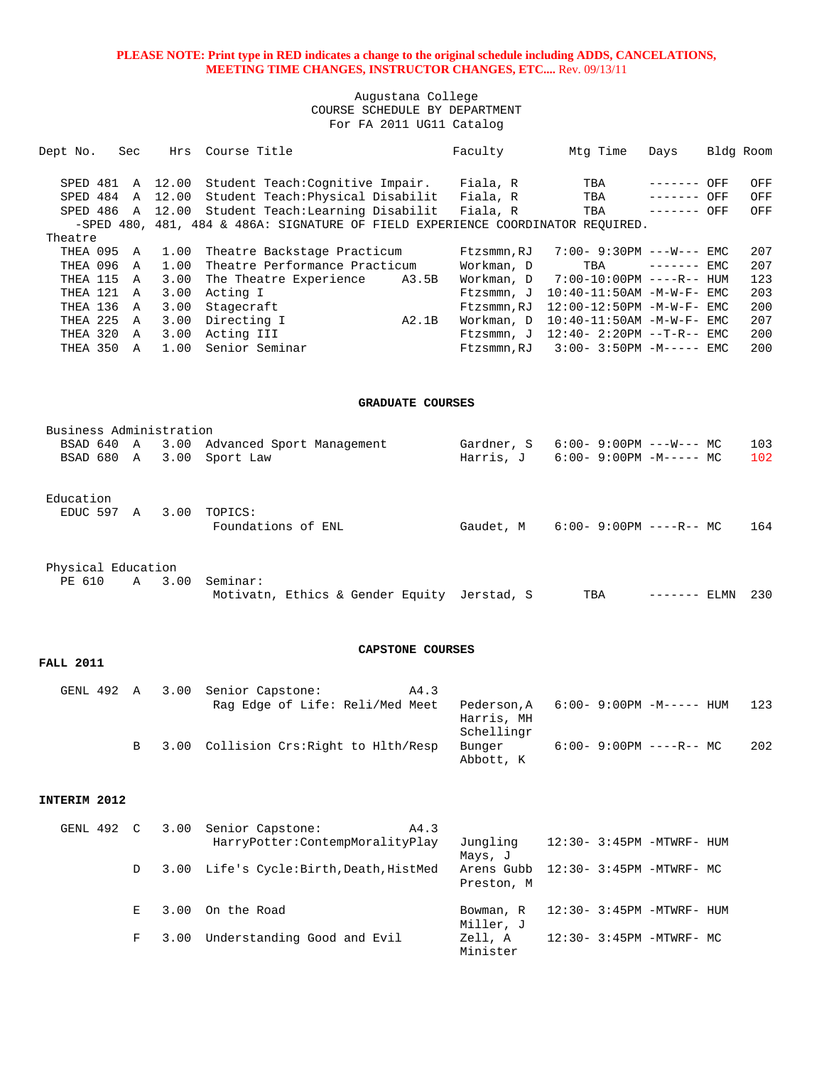**PLEASE NOTE: Print type in RED indicates a change to the original schedule including ADDS, CANCELATIONS, MEETING TIME CHANGES, INSTRUCTOR CHANGES, ETC....** Rev. 09/13/11

Augustana College
COURSE SCHEDULE BY DEPARTMENT
For FA 2011 UG11 Catalog

| Dept No. | Sec | Hrs | Course Title | | Faculty | Mtg Time | Days | Bldg | Room |
|---|---|---|---|---|---|---|---|---|---|
| SPED 481 | A | 12.00 | Student Teach:Cognitive Impair. | | Fiala, R | TBA | ------- | OFF | OFF |
| SPED 484 | A | 12.00 | Student Teach:Physical Disabilit | | Fiala, R | TBA | ------- | OFF | OFF |
| SPED 486 | A | 12.00 | Student Teach:Learning Disabilit | | Fiala, R | TBA | ------- | OFF | OFF |
| -SPED 480, 481, 484 & 486A: SIGNATURE OF FIELD EXPERIENCE COORDINATOR REQUIRED. | | | | | | | | | |
| Theatre | | | | | | | | | |
| THEA 095 | A | 1.00 | Theatre Backstage Practicum | | Ftzsmmn,RJ | 7:00- 9:30PM | ---W--- | EMC | 207 |
| THEA 096 | A | 1.00 | Theatre Performance Practicum | | Workman, D | TBA | ------- | EMC | 207 |
| THEA 115 | A | 3.00 | The Theatre Experience | A3.5B | Workman, D | 7:00-10:00PM | ----R-- | HUM | 123 |
| THEA 121 | A | 3.00 | Acting I | | Ftzsmmn, J | 10:40-11:50AM | -M-W-F- | EMC | 203 |
| THEA 136 | A | 3.00 | Stagecraft | | Ftzsmmn,RJ | 12:00-12:50PM | -M-W-F- | EMC | 200 |
| THEA 225 | A | 3.00 | Directing I | A2.1B | Workman, D | 10:40-11:50AM | -M-W-F- | EMC | 207 |
| THEA 320 | A | 3.00 | Acting III | | Ftzsmmn, J | 12:40- 2:20PM | --T-R-- | EMC | 200 |
| THEA 350 | A | 1.00 | Senior Seminar | | Ftzsmmn,RJ | 3:00- 3:50PM | -M----- | EMC | 200 |

**GRADUATE COURSES**

| Dept No. | Sec | Hrs | Course Title | Faculty | Mtg Time | Days | Bldg | Room |
|---|---|---|---|---|---|---|---|---|
| Business Administration | | | | | | | | |
| BSAD 640 | A | 3.00 | Advanced Sport Management | Gardner, S | 6:00- 9:00PM | ---W--- | MC | 103 |
| BSAD 680 | A | 3.00 | Sport Law | Harris, J | 6:00- 9:00PM | -M----- | MC | 102 |
| Education | | | | | | | | |
| EDUC 597 | A | 3.00 | TOPICS: Foundations of ENL | Gaudet, M | 6:00- 9:00PM | ----R-- | MC | 164 |
| Physical Education | | | | | | | | |
| PE 610 | A | 3.00 | Seminar: Motivatn, Ethics & Gender Equity | Jerstad, S | TBA | ------- | ELMN | 230 |

**CAPSTONE COURSES**

**FALL 2011**

| Dept No. | Sec | Hrs | Course Title | | Faculty | Mtg Time | Days | Bldg | Room |
|---|---|---|---|---|---|---|---|---|---|
| GENL 492 | A | 3.00 | Senior Capstone: Rag Edge of Life: Reli/Med Meet | A4.3 | Pederson,A; Harris, MH; Schellingr | 6:00- 9:00PM | -M----- | HUM | 123 |
| | B | 3.00 | Collision Crs:Right to Hlth/Resp | | Bunger; Abbott, K | 6:00- 9:00PM | ----R-- | MC | 202 |

**INTERIM 2012**

| Dept No. | Sec | Hrs | Course Title | | Faculty | Mtg Time | Days | Bldg | Room |
|---|---|---|---|---|---|---|---|---|---|
| GENL 492 | C | 3.00 | Senior Capstone: HarryPotter:ContempMoralityPlay | A4.3 | Jungling; Mays, J | 12:30- 3:45PM | -MTWRF- | HUM | |
| | D | 3.00 | Life's Cycle:Birth,Death,HistMed | | Arens Gubb; Preston, M | 12:30- 3:45PM | -MTWRF- | MC | |
| | E | 3.00 | On the Road | | Bowman, R; Miller, J | 12:30- 3:45PM | -MTWRF- | HUM | |
| | F | 3.00 | Understanding Good and Evil | | Zell, A; Minister | 12:30- 3:45PM | -MTWRF- | MC | |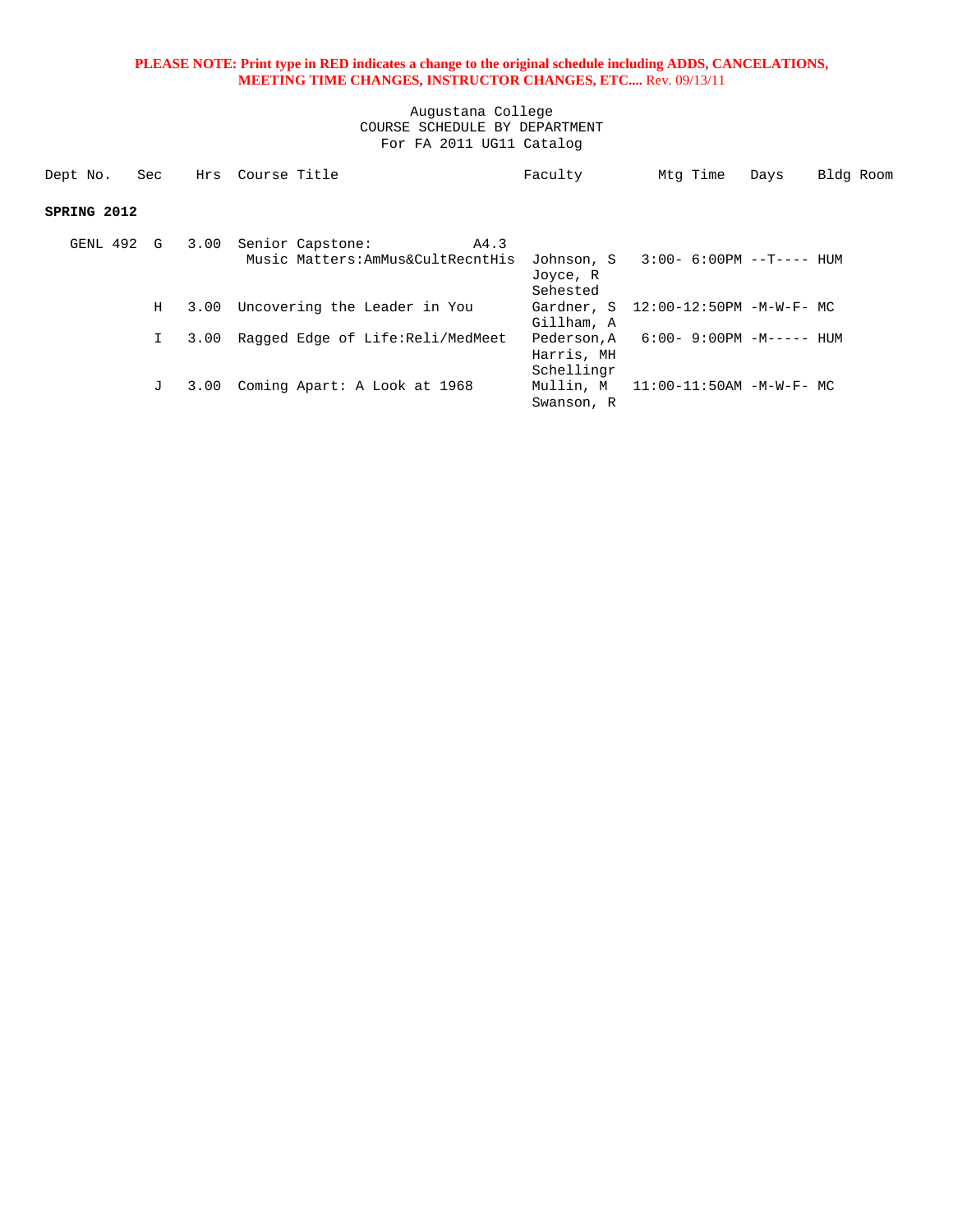**PLEASE NOTE: Print type in RED indicates a change to the original schedule including ADDS, CANCELATIONS, MEETING TIME CHANGES, INSTRUCTOR CHANGES, ETC....** Rev. 09/13/11

Augustana College
COURSE SCHEDULE BY DEPARTMENT
For FA 2011 UG11 Catalog

| Dept No. | Sec | Hrs | Course Title | Faculty | Mtg Time | Days | Bldg Room |
|---|---|---|---|---|---|---|---|
| **SPRING 2012** | | | | | | | |
| GENL 492 | G | 3.00 | Senior Capstone: A4.3<br>Music Matters:AmMus&CultRecntHis | Johnson, S<br>Joyce, R<br>Sehested | 3:00- 6:00PM | --T---- | HUM |
| | H | 3.00 | Uncovering the Leader in You | Gardner, S<br>Gillham, A | 12:00-12:50PM | -M-W-F- | MC |
| | I | 3.00 | Ragged Edge of Life:Reli/MedMeet | Pederson,A<br>Harris, MH<br>Schellingr | 6:00- 9:00PM | -M----- | HUM |
| | J | 3.00 | Coming Apart: A Look at 1968 | Mullin, M<br>Swanson, R | 11:00-11:50AM | -M-W-F- | MC |